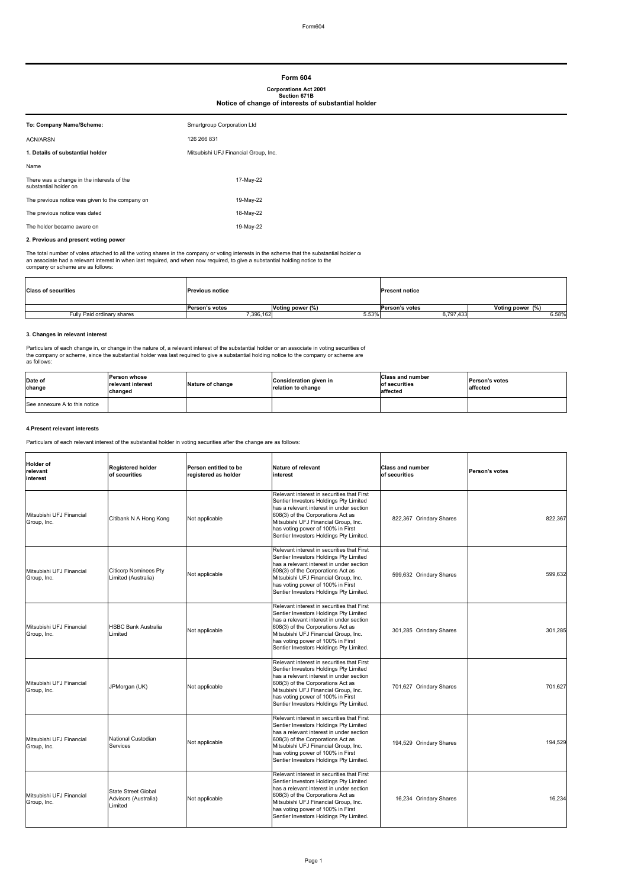# Form 604

**Corporations Act 2001**
**Section 671B**
**Notice of change of interests of substantial holder**

| | |
|---|---|
| **To: Company Name/Scheme:** | Smartgroup Corporation Ltd |
| ACN/ARSN | 126 266 831 |
| **1. Details of substantial holder** | Mitsubishi UFJ Financial Group, Inc. |
| Name | |
| There was a change in the interests of the substantial holder on | 17-May-22 |
| The previous notice was given to the company on | 19-May-22 |
| The previous notice was dated | 18-May-22 |
| The holder became aware on | 19-May-22 |

**2. Previous and present voting power**

The total number of votes attached to all the voting shares in the company or voting interests in the scheme that the substantial holder or an associate had a relevant interest in when last required, and when now required, to give a substantial holding notice to the company or scheme are as follows:

| Class of securities | Previous notice | | Present notice | |
|---|---|---|---|---|
| | Person's votes | Voting power (%) | Person's votes | Voting power (%) |
| Fully Paid ordinary shares | 7,396,162 | 5.53% | 8,797,433 | 6.58% |

**3. Changes in relevant interest**

Particulars of each change in, or change in the nature of, a relevant interest of the substantial holder or an associate in voting securities of the company or scheme, since the substantial holder was last required to give a substantial holding notice to the company or scheme are as follows:

| Date of change | Person whose relevant interest changed | Nature of change | Consideration given in relation to change | Class and number of securities affected | Person's votes affected |
|---|---|---|---|---|---|
| See annexure A to this notice | | | | | |

**4.Present relevant interests**

Particulars of each relevant interest of the substantial holder in voting securities after the change are as follows:

| Holder of relevant interest | Registered holder of securities | Person entitled to be registered as holder | Nature of relevant interest | Class and number of securities | Person's votes |
|---|---|---|---|---|---|
| Mitsubishi UFJ Financial Group, Inc. | Citibank N A Hong Kong | Not applicable | Relevant interest in securities that First Sentier Investors Holdings Pty Limited has a relevant interest in under section 608(3) of the Corporations Act as Mitsubishi UFJ Financial Group, Inc. has voting power of 100% in First Sentier Investors Holdings Pty Limited. | 822,367 Orindary Shares | 822,367 |
| Mitsubishi UFJ Financial Group, Inc. | Citicorp Nominees Pty Limited (Australia) | Not applicable | Relevant interest in securities that First Sentier Investors Holdings Pty Limited has a relevant interest in under section 608(3) of the Corporations Act as Mitsubishi UFJ Financial Group, Inc. has voting power of 100% in First Sentier Investors Holdings Pty Limited. | 599,632 Orindary Shares | 599,632 |
| Mitsubishi UFJ Financial Group, Inc. | HSBC Bank Australia Limited | Not applicable | Relevant interest in securities that First Sentier Investors Holdings Pty Limited has a relevant interest in under section 608(3) of the Corporations Act as Mitsubishi UFJ Financial Group, Inc. has voting power of 100% in First Sentier Investors Holdings Pty Limited. | 301,285 Orindary Shares | 301,285 |
| Mitsubishi UFJ Financial Group, Inc. | JPMorgan (UK) | Not applicable | Relevant interest in securities that First Sentier Investors Holdings Pty Limited has a relevant interest in under section 608(3) of the Corporations Act as Mitsubishi UFJ Financial Group, Inc. has voting power of 100% in First Sentier Investors Holdings Pty Limited. | 701,627 Orindary Shares | 701,627 |
| Mitsubishi UFJ Financial Group, Inc. | National Custodian Services | Not applicable | Relevant interest in securities that First Sentier Investors Holdings Pty Limited has a relevant interest in under section 608(3) of the Corporations Act as Mitsubishi UFJ Financial Group, Inc. has voting power of 100% in First Sentier Investors Holdings Pty Limited. | 194,529 Orindary Shares | 194,529 |
| Mitsubishi UFJ Financial Group, Inc. | State Street Global Advisors (Australia) Limited | Not applicable | Relevant interest in securities that First Sentier Investors Holdings Pty Limited has a relevant interest in under section 608(3) of the Corporations Act as Mitsubishi UFJ Financial Group, Inc. has voting power of 100% in First Sentier Investors Holdings Pty Limited. | 16,234 Orindary Shares | 16,234 |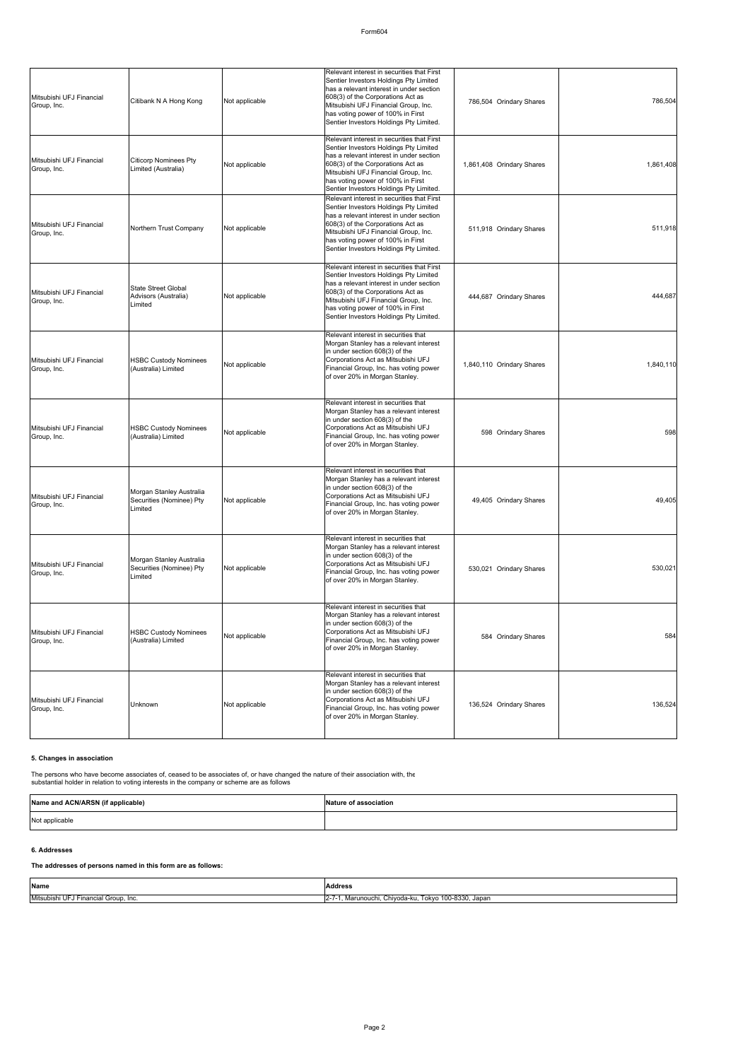| Mitsubishi UFJ Financial Group, Inc. | Citibank N A Hong Kong | Not applicable | Relevant interest in securities that First Sentier Investors Holdings Pty Limited has a relevant interest in under section 608(3) of the Corporations Act as Mitsubishi UFJ Financial Group, Inc. has voting power of 100% in First Sentier Investors Holdings Pty Limited. | 786,504 Orindary Shares | 786,504 |
|---|---|---|---|---|---|
| Mitsubishi UFJ Financial Group, Inc. | Citicorp Nominees Pty Limited (Australia) | Not applicable | Relevant interest in securities that First Sentier Investors Holdings Pty Limited has a relevant interest in under section 608(3) of the Corporations Act as Mitsubishi UFJ Financial Group, Inc. has voting power of 100% in First Sentier Investors Holdings Pty Limited. | 1,861,408 Orindary Shares | 1,861,408 |
| Mitsubishi UFJ Financial Group, Inc. | Northern Trust Company | Not applicable | Relevant interest in securities that First Sentier Investors Holdings Pty Limited has a relevant interest in under section 608(3) of the Corporations Act as Mitsubishi UFJ Financial Group, Inc. has voting power of 100% in First Sentier Investors Holdings Pty Limited. | 511,918 Orindary Shares | 511,918 |
| Mitsubishi UFJ Financial Group, Inc. | State Street Global Advisors (Australia) Limited | Not applicable | Relevant interest in securities that First Sentier Investors Holdings Pty Limited has a relevant interest in under section 608(3) of the Corporations Act as Mitsubishi UFJ Financial Group, Inc. has voting power of 100% in First Sentier Investors Holdings Pty Limited. | 444,687 Orindary Shares | 444,687 |
| Mitsubishi UFJ Financial Group, Inc. | HSBC Custody Nominees (Australia) Limited | Not applicable | Relevant interest in securities that Morgan Stanley has a relevant interest in under section 608(3) of the Corporations Act as Mitsubishi UFJ Financial Group, Inc. has voting power of over 20% in Morgan Stanley. | 1,840,110 Orindary Shares | 1,840,110 |
| Mitsubishi UFJ Financial Group, Inc. | HSBC Custody Nominees (Australia) Limited | Not applicable | Relevant interest in securities that Morgan Stanley has a relevant interest in under section 608(3) of the Corporations Act as Mitsubishi UFJ Financial Group, Inc. has voting power of over 20% in Morgan Stanley. | 598 Orindary Shares | 598 |
| Mitsubishi UFJ Financial Group, Inc. | Morgan Stanley Australia Securities (Nominee) Pty Limited | Not applicable | Relevant interest in securities that Morgan Stanley has a relevant interest in under section 608(3) of the Corporations Act as Mitsubishi UFJ Financial Group, Inc. has voting power of over 20% in Morgan Stanley. | 49,405 Orindary Shares | 49,405 |
| Mitsubishi UFJ Financial Group, Inc. | Morgan Stanley Australia Securities (Nominee) Pty Limited | Not applicable | Relevant interest in securities that Morgan Stanley has a relevant interest in under section 608(3) of the Corporations Act as Mitsubishi UFJ Financial Group, Inc. has voting power of over 20% in Morgan Stanley. | 530,021 Orindary Shares | 530,021 |
| Mitsubishi UFJ Financial Group, Inc. | HSBC Custody Nominees (Australia) Limited | Not applicable | Relevant interest in securities that Morgan Stanley has a relevant interest in under section 608(3) of the Corporations Act as Mitsubishi UFJ Financial Group, Inc. has voting power of over 20% in Morgan Stanley. | 584 Orindary Shares | 584 |
| Mitsubishi UFJ Financial Group, Inc. | Unknown | Not applicable | Relevant interest in securities that Morgan Stanley has a relevant interest in under section 608(3) of the Corporations Act as Mitsubishi UFJ Financial Group, Inc. has voting power of over 20% in Morgan Stanley. | 136,524 Orindary Shares | 136,524 |

**5. Changes in association**

The persons who have become associates of, ceased to be associates of, or have changed the nature of their association with, the substantial holder in relation to voting interests in the company or scheme are as follows

| Name and ACN/ARSN (if applicable) | Nature of association |
|---|---|
| Not applicable | |

**6. Addresses**

**The addresses of persons named in this form are as follows:**

| Name | Address |
|---|---|
| Mitsubishi UFJ Financial Group, Inc. | 2-7-1, Marunouchi, Chiyoda-ku, Tokyo 100-8330, Japan |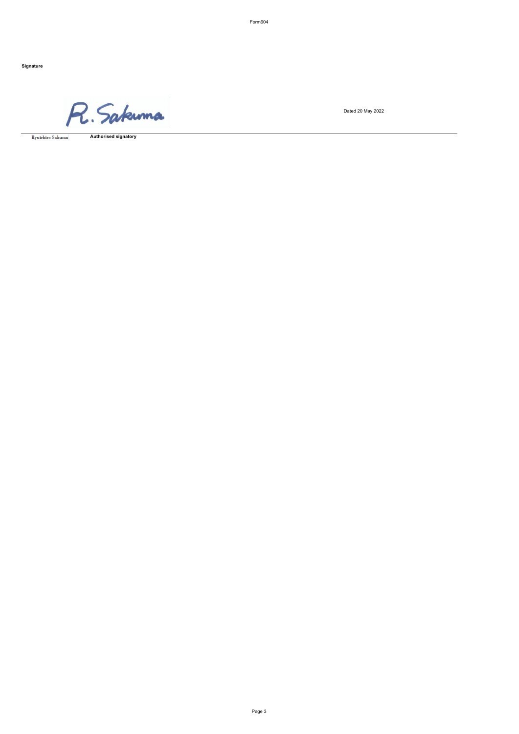**Signature**

R. Sakuma

Dated 20 May 2022

Ryuichiro Sakuma **Authorised signatory**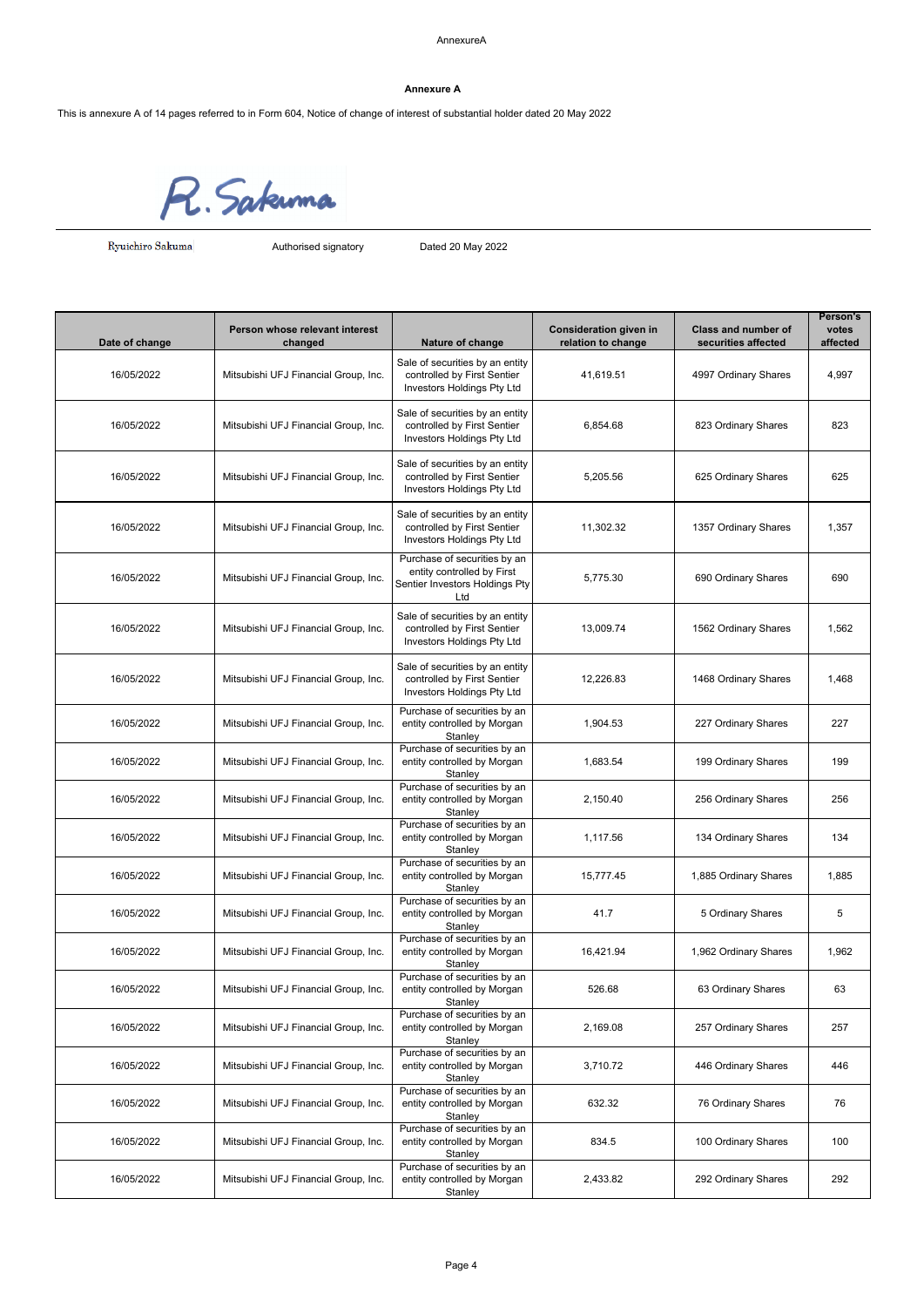**Annexure A**

This is annexure A of 14 pages referred to in Form 604, Notice of change of interest of substantial holder dated 20 May 2022

Ryuichiro Sakuma | Authorised signatory | Dated 20 May 2022

| Date of change | Person whose relevant interest changed | Nature of change | Consideration given in relation to change | Class and number of securities affected | Person's votes affected |
|---|---|---|---|---|---|
| 16/05/2022 | Mitsubishi UFJ Financial Group, Inc. | Sale of securities by an entity controlled by First Sentier Investors Holdings Pty Ltd | 41,619.51 | 4997 Ordinary Shares | 4,997 |
| 16/05/2022 | Mitsubishi UFJ Financial Group, Inc. | Sale of securities by an entity controlled by First Sentier Investors Holdings Pty Ltd | 6,854.68 | 823 Ordinary Shares | 823 |
| 16/05/2022 | Mitsubishi UFJ Financial Group, Inc. | Sale of securities by an entity controlled by First Sentier Investors Holdings Pty Ltd | 5,205.56 | 625 Ordinary Shares | 625 |
| 16/05/2022 | Mitsubishi UFJ Financial Group, Inc. | Sale of securities by an entity controlled by First Sentier Investors Holdings Pty Ltd | 11,302.32 | 1357 Ordinary Shares | 1,357 |
| 16/05/2022 | Mitsubishi UFJ Financial Group, Inc. | Purchase of securities by an entity controlled by First Sentier Investors Holdings Pty Ltd | 5,775.30 | 690 Ordinary Shares | 690 |
| 16/05/2022 | Mitsubishi UFJ Financial Group, Inc. | Sale of securities by an entity controlled by First Sentier Investors Holdings Pty Ltd | 13,009.74 | 1562 Ordinary Shares | 1,562 |
| 16/05/2022 | Mitsubishi UFJ Financial Group, Inc. | Sale of securities by an entity controlled by First Sentier Investors Holdings Pty Ltd | 12,226.83 | 1468 Ordinary Shares | 1,468 |
| 16/05/2022 | Mitsubishi UFJ Financial Group, Inc. | Purchase of securities by an entity controlled by Morgan Stanley | 1,904.53 | 227 Ordinary Shares | 227 |
| 16/05/2022 | Mitsubishi UFJ Financial Group, Inc. | Purchase of securities by an entity controlled by Morgan Stanley | 1,683.54 | 199 Ordinary Shares | 199 |
| 16/05/2022 | Mitsubishi UFJ Financial Group, Inc. | Purchase of securities by an entity controlled by Morgan Stanley | 2,150.40 | 256 Ordinary Shares | 256 |
| 16/05/2022 | Mitsubishi UFJ Financial Group, Inc. | Purchase of securities by an entity controlled by Morgan Stanley | 1,117.56 | 134 Ordinary Shares | 134 |
| 16/05/2022 | Mitsubishi UFJ Financial Group, Inc. | Purchase of securities by an entity controlled by Morgan Stanley | 15,777.45 | 1,885 Ordinary Shares | 1,885 |
| 16/05/2022 | Mitsubishi UFJ Financial Group, Inc. | Purchase of securities by an entity controlled by Morgan Stanley | 41.7 | 5 Ordinary Shares | 5 |
| 16/05/2022 | Mitsubishi UFJ Financial Group, Inc. | Purchase of securities by an entity controlled by Morgan Stanley | 16,421.94 | 1,962 Ordinary Shares | 1,962 |
| 16/05/2022 | Mitsubishi UFJ Financial Group, Inc. | Purchase of securities by an entity controlled by Morgan Stanley | 526.68 | 63 Ordinary Shares | 63 |
| 16/05/2022 | Mitsubishi UFJ Financial Group, Inc. | Purchase of securities by an entity controlled by Morgan Stanley | 2,169.08 | 257 Ordinary Shares | 257 |
| 16/05/2022 | Mitsubishi UFJ Financial Group, Inc. | Purchase of securities by an entity controlled by Morgan Stanley | 3,710.72 | 446 Ordinary Shares | 446 |
| 16/05/2022 | Mitsubishi UFJ Financial Group, Inc. | Purchase of securities by an entity controlled by Morgan Stanley | 632.32 | 76 Ordinary Shares | 76 |
| 16/05/2022 | Mitsubishi UFJ Financial Group, Inc. | Purchase of securities by an entity controlled by Morgan Stanley | 834.5 | 100 Ordinary Shares | 100 |
| 16/05/2022 | Mitsubishi UFJ Financial Group, Inc. | Purchase of securities by an entity controlled by Morgan Stanley | 2,433.82 | 292 Ordinary Shares | 292 |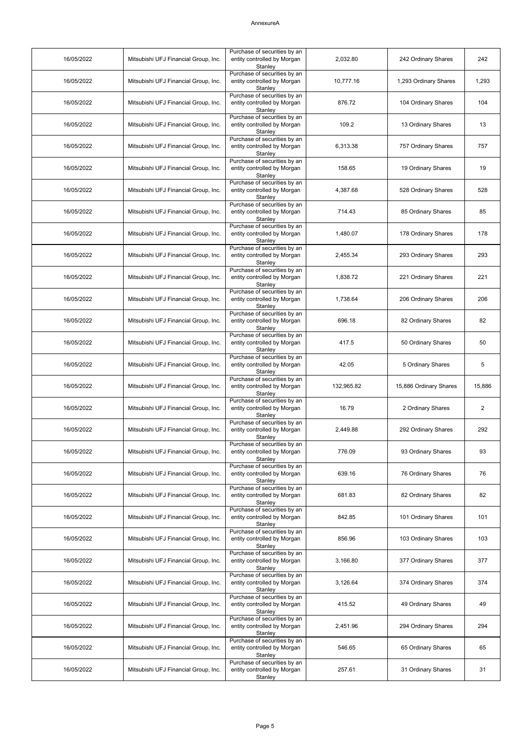| 16/05/2022 | Mitsubishi UFJ Financial Group, Inc. | Purchase of securities by an entity controlled by Morgan Stanley | 2,032.80 | 242 Ordinary Shares | 242 |
|---|---|---|---|---|---|
| 16/05/2022 | Mitsubishi UFJ Financial Group, Inc. | Purchase of securities by an entity controlled by Morgan Stanley | 10,777.16 | 1,293 Ordinary Shares | 1,293 |
| 16/05/2022 | Mitsubishi UFJ Financial Group, Inc. | Purchase of securities by an entity controlled by Morgan Stanley | 876.72 | 104 Ordinary Shares | 104 |
| 16/05/2022 | Mitsubishi UFJ Financial Group, Inc. | Purchase of securities by an entity controlled by Morgan Stanley | 109.2 | 13 Ordinary Shares | 13 |
| 16/05/2022 | Mitsubishi UFJ Financial Group, Inc. | Purchase of securities by an entity controlled by Morgan Stanley | 6,313.38 | 757 Ordinary Shares | 757 |
| 16/05/2022 | Mitsubishi UFJ Financial Group, Inc. | Purchase of securities by an entity controlled by Morgan Stanley | 158.65 | 19 Ordinary Shares | 19 |
| 16/05/2022 | Mitsubishi UFJ Financial Group, Inc. | Purchase of securities by an entity controlled by Morgan Stanley | 4,387.68 | 528 Ordinary Shares | 528 |
| 16/05/2022 | Mitsubishi UFJ Financial Group, Inc. | Purchase of securities by an entity controlled by Morgan Stanley | 714.43 | 85 Ordinary Shares | 85 |
| 16/05/2022 | Mitsubishi UFJ Financial Group, Inc. | Purchase of securities by an entity controlled by Morgan Stanley | 1,480.07 | 178 Ordinary Shares | 178 |
| 16/05/2022 | Mitsubishi UFJ Financial Group, Inc. | Purchase of securities by an entity controlled by Morgan Stanley | 2,455.34 | 293 Ordinary Shares | 293 |
| 16/05/2022 | Mitsubishi UFJ Financial Group, Inc. | Purchase of securities by an entity controlled by Morgan Stanley | 1,838.72 | 221 Ordinary Shares | 221 |
| 16/05/2022 | Mitsubishi UFJ Financial Group, Inc. | Purchase of securities by an entity controlled by Morgan Stanley | 1,738.64 | 206 Ordinary Shares | 206 |
| 16/05/2022 | Mitsubishi UFJ Financial Group, Inc. | Purchase of securities by an entity controlled by Morgan Stanley | 696.18 | 82 Ordinary Shares | 82 |
| 16/05/2022 | Mitsubishi UFJ Financial Group, Inc. | Purchase of securities by an entity controlled by Morgan Stanley | 417.5 | 50 Ordinary Shares | 50 |
| 16/05/2022 | Mitsubishi UFJ Financial Group, Inc. | Purchase of securities by an entity controlled by Morgan Stanley | 42.05 | 5 Ordinary Shares | 5 |
| 16/05/2022 | Mitsubishi UFJ Financial Group, Inc. | Purchase of securities by an entity controlled by Morgan Stanley | 132,965.82 | 15,886 Ordinary Shares | 15,886 |
| 16/05/2022 | Mitsubishi UFJ Financial Group, Inc. | Purchase of securities by an entity controlled by Morgan Stanley | 16.79 | 2 Ordinary Shares | 2 |
| 16/05/2022 | Mitsubishi UFJ Financial Group, Inc. | Purchase of securities by an entity controlled by Morgan Stanley | 2,449.88 | 292 Ordinary Shares | 292 |
| 16/05/2022 | Mitsubishi UFJ Financial Group, Inc. | Purchase of securities by an entity controlled by Morgan Stanley | 776.09 | 93 Ordinary Shares | 93 |
| 16/05/2022 | Mitsubishi UFJ Financial Group, Inc. | Purchase of securities by an entity controlled by Morgan Stanley | 639.16 | 76 Ordinary Shares | 76 |
| 16/05/2022 | Mitsubishi UFJ Financial Group, Inc. | Purchase of securities by an entity controlled by Morgan Stanley | 681.83 | 82 Ordinary Shares | 82 |
| 16/05/2022 | Mitsubishi UFJ Financial Group, Inc. | Purchase of securities by an entity controlled by Morgan Stanley | 842.85 | 101 Ordinary Shares | 101 |
| 16/05/2022 | Mitsubishi UFJ Financial Group, Inc. | Purchase of securities by an entity controlled by Morgan Stanley | 856.96 | 103 Ordinary Shares | 103 |
| 16/05/2022 | Mitsubishi UFJ Financial Group, Inc. | Purchase of securities by an entity controlled by Morgan Stanley | 3,166.80 | 377 Ordinary Shares | 377 |
| 16/05/2022 | Mitsubishi UFJ Financial Group, Inc. | Purchase of securities by an entity controlled by Morgan Stanley | 3,126.64 | 374 Ordinary Shares | 374 |
| 16/05/2022 | Mitsubishi UFJ Financial Group, Inc. | Purchase of securities by an entity controlled by Morgan Stanley | 415.52 | 49 Ordinary Shares | 49 |
| 16/05/2022 | Mitsubishi UFJ Financial Group, Inc. | Purchase of securities by an entity controlled by Morgan Stanley | 2,451.96 | 294 Ordinary Shares | 294 |
| 16/05/2022 | Mitsubishi UFJ Financial Group, Inc. | Purchase of securities by an entity controlled by Morgan Stanley | 546.65 | 65 Ordinary Shares | 65 |
| 16/05/2022 | Mitsubishi UFJ Financial Group, Inc. | Purchase of securities by an entity controlled by Morgan Stanley | 257.61 | 31 Ordinary Shares | 31 |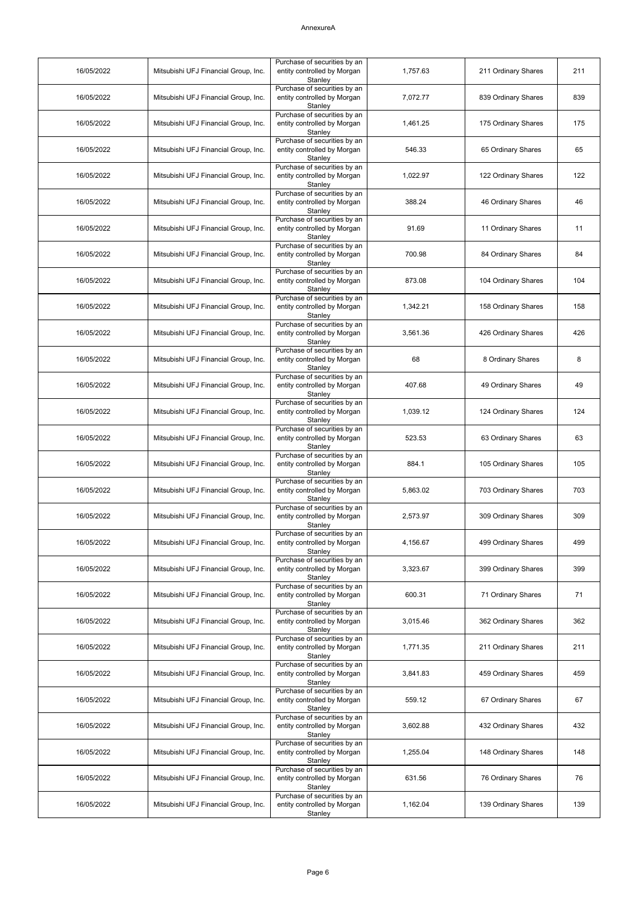| | | | | | |
|---|---|---|---|---|---|
| 16/05/2022 | Mitsubishi UFJ Financial Group, Inc. | Purchase of securities by an entity controlled by Morgan Stanley | 1,757.63 | 211 Ordinary Shares | 211 |
| 16/05/2022 | Mitsubishi UFJ Financial Group, Inc. | Purchase of securities by an entity controlled by Morgan Stanley | 7,072.77 | 839 Ordinary Shares | 839 |
| 16/05/2022 | Mitsubishi UFJ Financial Group, Inc. | Purchase of securities by an entity controlled by Morgan Stanley | 1,461.25 | 175 Ordinary Shares | 175 |
| 16/05/2022 | Mitsubishi UFJ Financial Group, Inc. | Purchase of securities by an entity controlled by Morgan Stanley | 546.33 | 65 Ordinary Shares | 65 |
| 16/05/2022 | Mitsubishi UFJ Financial Group, Inc. | Purchase of securities by an entity controlled by Morgan Stanley | 1,022.97 | 122 Ordinary Shares | 122 |
| 16/05/2022 | Mitsubishi UFJ Financial Group, Inc. | Purchase of securities by an entity controlled by Morgan Stanley | 388.24 | 46 Ordinary Shares | 46 |
| 16/05/2022 | Mitsubishi UFJ Financial Group, Inc. | Purchase of securities by an entity controlled by Morgan Stanley | 91.69 | 11 Ordinary Shares | 11 |
| 16/05/2022 | Mitsubishi UFJ Financial Group, Inc. | Purchase of securities by an entity controlled by Morgan Stanley | 700.98 | 84 Ordinary Shares | 84 |
| 16/05/2022 | Mitsubishi UFJ Financial Group, Inc. | Purchase of securities by an entity controlled by Morgan Stanley | 873.08 | 104 Ordinary Shares | 104 |
| 16/05/2022 | Mitsubishi UFJ Financial Group, Inc. | Purchase of securities by an entity controlled by Morgan Stanley | 1,342.21 | 158 Ordinary Shares | 158 |
| 16/05/2022 | Mitsubishi UFJ Financial Group, Inc. | Purchase of securities by an entity controlled by Morgan Stanley | 3,561.36 | 426 Ordinary Shares | 426 |
| 16/05/2022 | Mitsubishi UFJ Financial Group, Inc. | Purchase of securities by an entity controlled by Morgan Stanley | 68 | 8 Ordinary Shares | 8 |
| 16/05/2022 | Mitsubishi UFJ Financial Group, Inc. | Purchase of securities by an entity controlled by Morgan Stanley | 407.68 | 49 Ordinary Shares | 49 |
| 16/05/2022 | Mitsubishi UFJ Financial Group, Inc. | Purchase of securities by an entity controlled by Morgan Stanley | 1,039.12 | 124 Ordinary Shares | 124 |
| 16/05/2022 | Mitsubishi UFJ Financial Group, Inc. | Purchase of securities by an entity controlled by Morgan Stanley | 523.53 | 63 Ordinary Shares | 63 |
| 16/05/2022 | Mitsubishi UFJ Financial Group, Inc. | Purchase of securities by an entity controlled by Morgan Stanley | 884.1 | 105 Ordinary Shares | 105 |
| 16/05/2022 | Mitsubishi UFJ Financial Group, Inc. | Purchase of securities by an entity controlled by Morgan Stanley | 5,863.02 | 703 Ordinary Shares | 703 |
| 16/05/2022 | Mitsubishi UFJ Financial Group, Inc. | Purchase of securities by an entity controlled by Morgan Stanley | 2,573.97 | 309 Ordinary Shares | 309 |
| 16/05/2022 | Mitsubishi UFJ Financial Group, Inc. | Purchase of securities by an entity controlled by Morgan Stanley | 4,156.67 | 499 Ordinary Shares | 499 |
| 16/05/2022 | Mitsubishi UFJ Financial Group, Inc. | Purchase of securities by an entity controlled by Morgan Stanley | 3,323.67 | 399 Ordinary Shares | 399 |
| 16/05/2022 | Mitsubishi UFJ Financial Group, Inc. | Purchase of securities by an entity controlled by Morgan Stanley | 600.31 | 71 Ordinary Shares | 71 |
| 16/05/2022 | Mitsubishi UFJ Financial Group, Inc. | Purchase of securities by an entity controlled by Morgan Stanley | 3,015.46 | 362 Ordinary Shares | 362 |
| 16/05/2022 | Mitsubishi UFJ Financial Group, Inc. | Purchase of securities by an entity controlled by Morgan Stanley | 1,771.35 | 211 Ordinary Shares | 211 |
| 16/05/2022 | Mitsubishi UFJ Financial Group, Inc. | Purchase of securities by an entity controlled by Morgan Stanley | 3,841.83 | 459 Ordinary Shares | 459 |
| 16/05/2022 | Mitsubishi UFJ Financial Group, Inc. | Purchase of securities by an entity controlled by Morgan Stanley | 559.12 | 67 Ordinary Shares | 67 |
| 16/05/2022 | Mitsubishi UFJ Financial Group, Inc. | Purchase of securities by an entity controlled by Morgan Stanley | 3,602.88 | 432 Ordinary Shares | 432 |
| 16/05/2022 | Mitsubishi UFJ Financial Group, Inc. | Purchase of securities by an entity controlled by Morgan Stanley | 1,255.04 | 148 Ordinary Shares | 148 |
| 16/05/2022 | Mitsubishi UFJ Financial Group, Inc. | Purchase of securities by an entity controlled by Morgan Stanley | 631.56 | 76 Ordinary Shares | 76 |
| 16/05/2022 | Mitsubishi UFJ Financial Group, Inc. | Purchase of securities by an entity controlled by Morgan Stanley | 1,162.04 | 139 Ordinary Shares | 139 |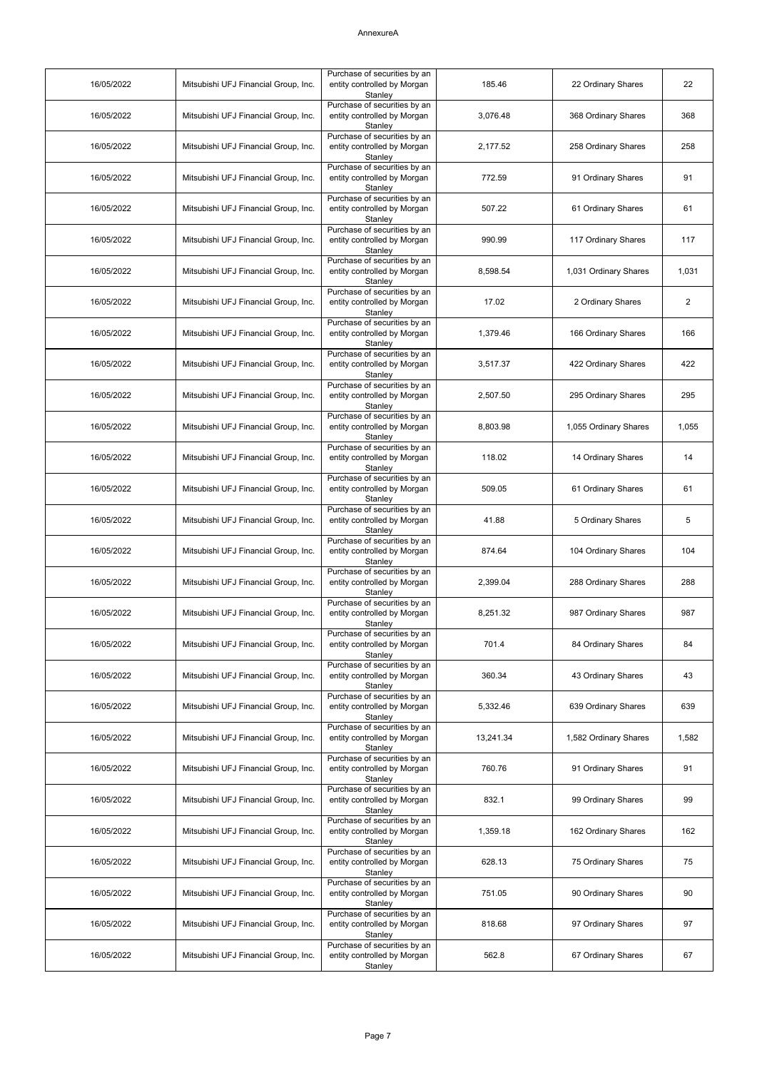AnnexureA

| | | | | | |
|---|---|---|---|---|---|
| 16/05/2022 | Mitsubishi UFJ Financial Group, Inc. | Purchase of securities by an entity controlled by Morgan Stanley | 185.46 | 22 Ordinary Shares | 22 |
| 16/05/2022 | Mitsubishi UFJ Financial Group, Inc. | Purchase of securities by an entity controlled by Morgan Stanley | 3,076.48 | 368 Ordinary Shares | 368 |
| 16/05/2022 | Mitsubishi UFJ Financial Group, Inc. | Purchase of securities by an entity controlled by Morgan Stanley | 2,177.52 | 258 Ordinary Shares | 258 |
| 16/05/2022 | Mitsubishi UFJ Financial Group, Inc. | Purchase of securities by an entity controlled by Morgan Stanley | 772.59 | 91 Ordinary Shares | 91 |
| 16/05/2022 | Mitsubishi UFJ Financial Group, Inc. | Purchase of securities by an entity controlled by Morgan Stanley | 507.22 | 61 Ordinary Shares | 61 |
| 16/05/2022 | Mitsubishi UFJ Financial Group, Inc. | Purchase of securities by an entity controlled by Morgan Stanley | 990.99 | 117 Ordinary Shares | 117 |
| 16/05/2022 | Mitsubishi UFJ Financial Group, Inc. | Purchase of securities by an entity controlled by Morgan Stanley | 8,598.54 | 1,031 Ordinary Shares | 1,031 |
| 16/05/2022 | Mitsubishi UFJ Financial Group, Inc. | Purchase of securities by an entity controlled by Morgan Stanley | 17.02 | 2 Ordinary Shares | 2 |
| 16/05/2022 | Mitsubishi UFJ Financial Group, Inc. | Purchase of securities by an entity controlled by Morgan Stanley | 1,379.46 | 166 Ordinary Shares | 166 |
| 16/05/2022 | Mitsubishi UFJ Financial Group, Inc. | Purchase of securities by an entity controlled by Morgan Stanley | 3,517.37 | 422 Ordinary Shares | 422 |
| 16/05/2022 | Mitsubishi UFJ Financial Group, Inc. | Purchase of securities by an entity controlled by Morgan Stanley | 2,507.50 | 295 Ordinary Shares | 295 |
| 16/05/2022 | Mitsubishi UFJ Financial Group, Inc. | Purchase of securities by an entity controlled by Morgan Stanley | 8,803.98 | 1,055 Ordinary Shares | 1,055 |
| 16/05/2022 | Mitsubishi UFJ Financial Group, Inc. | Purchase of securities by an entity controlled by Morgan Stanley | 118.02 | 14 Ordinary Shares | 14 |
| 16/05/2022 | Mitsubishi UFJ Financial Group, Inc. | Purchase of securities by an entity controlled by Morgan Stanley | 509.05 | 61 Ordinary Shares | 61 |
| 16/05/2022 | Mitsubishi UFJ Financial Group, Inc. | Purchase of securities by an entity controlled by Morgan Stanley | 41.88 | 5 Ordinary Shares | 5 |
| 16/05/2022 | Mitsubishi UFJ Financial Group, Inc. | Purchase of securities by an entity controlled by Morgan Stanley | 874.64 | 104 Ordinary Shares | 104 |
| 16/05/2022 | Mitsubishi UFJ Financial Group, Inc. | Purchase of securities by an entity controlled by Morgan Stanley | 2,399.04 | 288 Ordinary Shares | 288 |
| 16/05/2022 | Mitsubishi UFJ Financial Group, Inc. | Purchase of securities by an entity controlled by Morgan Stanley | 8,251.32 | 987 Ordinary Shares | 987 |
| 16/05/2022 | Mitsubishi UFJ Financial Group, Inc. | Purchase of securities by an entity controlled by Morgan Stanley | 701.4 | 84 Ordinary Shares | 84 |
| 16/05/2022 | Mitsubishi UFJ Financial Group, Inc. | Purchase of securities by an entity controlled by Morgan Stanley | 360.34 | 43 Ordinary Shares | 43 |
| 16/05/2022 | Mitsubishi UFJ Financial Group, Inc. | Purchase of securities by an entity controlled by Morgan Stanley | 5,332.46 | 639 Ordinary Shares | 639 |
| 16/05/2022 | Mitsubishi UFJ Financial Group, Inc. | Purchase of securities by an entity controlled by Morgan Stanley | 13,241.34 | 1,582 Ordinary Shares | 1,582 |
| 16/05/2022 | Mitsubishi UFJ Financial Group, Inc. | Purchase of securities by an entity controlled by Morgan Stanley | 760.76 | 91 Ordinary Shares | 91 |
| 16/05/2022 | Mitsubishi UFJ Financial Group, Inc. | Purchase of securities by an entity controlled by Morgan Stanley | 832.1 | 99 Ordinary Shares | 99 |
| 16/05/2022 | Mitsubishi UFJ Financial Group, Inc. | Purchase of securities by an entity controlled by Morgan Stanley | 1,359.18 | 162 Ordinary Shares | 162 |
| 16/05/2022 | Mitsubishi UFJ Financial Group, Inc. | Purchase of securities by an entity controlled by Morgan Stanley | 628.13 | 75 Ordinary Shares | 75 |
| 16/05/2022 | Mitsubishi UFJ Financial Group, Inc. | Purchase of securities by an entity controlled by Morgan Stanley | 751.05 | 90 Ordinary Shares | 90 |
| 16/05/2022 | Mitsubishi UFJ Financial Group, Inc. | Purchase of securities by an entity controlled by Morgan Stanley | 818.68 | 97 Ordinary Shares | 97 |
| 16/05/2022 | Mitsubishi UFJ Financial Group, Inc. | Purchase of securities by an entity controlled by Morgan Stanley | 562.8 | 67 Ordinary Shares | 67 |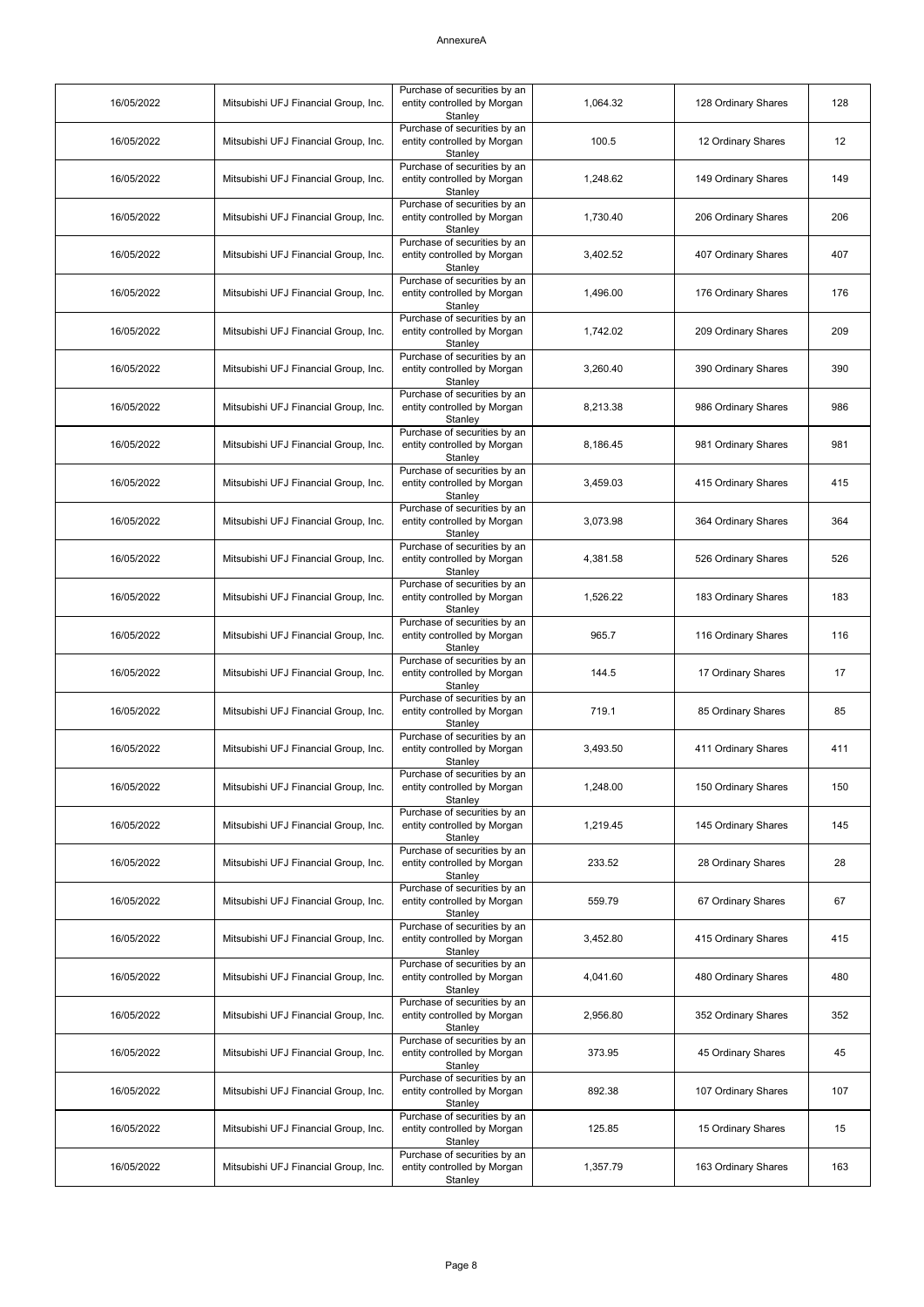| | | | | | |
|---|---|---|---|---|---|
| 16/05/2022 | Mitsubishi UFJ Financial Group, Inc. | Purchase of securities by an entity controlled by Morgan Stanley | 1,064.32 | 128 Ordinary Shares | 128 |
| 16/05/2022 | Mitsubishi UFJ Financial Group, Inc. | Purchase of securities by an entity controlled by Morgan Stanley | 100.5 | 12 Ordinary Shares | 12 |
| 16/05/2022 | Mitsubishi UFJ Financial Group, Inc. | Purchase of securities by an entity controlled by Morgan Stanley | 1,248.62 | 149 Ordinary Shares | 149 |
| 16/05/2022 | Mitsubishi UFJ Financial Group, Inc. | Purchase of securities by an entity controlled by Morgan Stanley | 1,730.40 | 206 Ordinary Shares | 206 |
| 16/05/2022 | Mitsubishi UFJ Financial Group, Inc. | Purchase of securities by an entity controlled by Morgan Stanley | 3,402.52 | 407 Ordinary Shares | 407 |
| 16/05/2022 | Mitsubishi UFJ Financial Group, Inc. | Purchase of securities by an entity controlled by Morgan Stanley | 1,496.00 | 176 Ordinary Shares | 176 |
| 16/05/2022 | Mitsubishi UFJ Financial Group, Inc. | Purchase of securities by an entity controlled by Morgan Stanley | 1,742.02 | 209 Ordinary Shares | 209 |
| 16/05/2022 | Mitsubishi UFJ Financial Group, Inc. | Purchase of securities by an entity controlled by Morgan Stanley | 3,260.40 | 390 Ordinary Shares | 390 |
| 16/05/2022 | Mitsubishi UFJ Financial Group, Inc. | Purchase of securities by an entity controlled by Morgan Stanley | 8,213.38 | 986 Ordinary Shares | 986 |
| 16/05/2022 | Mitsubishi UFJ Financial Group, Inc. | Purchase of securities by an entity controlled by Morgan Stanley | 8,186.45 | 981 Ordinary Shares | 981 |
| 16/05/2022 | Mitsubishi UFJ Financial Group, Inc. | Purchase of securities by an entity controlled by Morgan Stanley | 3,459.03 | 415 Ordinary Shares | 415 |
| 16/05/2022 | Mitsubishi UFJ Financial Group, Inc. | Purchase of securities by an entity controlled by Morgan Stanley | 3,073.98 | 364 Ordinary Shares | 364 |
| 16/05/2022 | Mitsubishi UFJ Financial Group, Inc. | Purchase of securities by an entity controlled by Morgan Stanley | 4,381.58 | 526 Ordinary Shares | 526 |
| 16/05/2022 | Mitsubishi UFJ Financial Group, Inc. | Purchase of securities by an entity controlled by Morgan Stanley | 1,526.22 | 183 Ordinary Shares | 183 |
| 16/05/2022 | Mitsubishi UFJ Financial Group, Inc. | Purchase of securities by an entity controlled by Morgan Stanley | 965.7 | 116 Ordinary Shares | 116 |
| 16/05/2022 | Mitsubishi UFJ Financial Group, Inc. | Purchase of securities by an entity controlled by Morgan Stanley | 144.5 | 17 Ordinary Shares | 17 |
| 16/05/2022 | Mitsubishi UFJ Financial Group, Inc. | Purchase of securities by an entity controlled by Morgan Stanley | 719.1 | 85 Ordinary Shares | 85 |
| 16/05/2022 | Mitsubishi UFJ Financial Group, Inc. | Purchase of securities by an entity controlled by Morgan Stanley | 3,493.50 | 411 Ordinary Shares | 411 |
| 16/05/2022 | Mitsubishi UFJ Financial Group, Inc. | Purchase of securities by an entity controlled by Morgan Stanley | 1,248.00 | 150 Ordinary Shares | 150 |
| 16/05/2022 | Mitsubishi UFJ Financial Group, Inc. | Purchase of securities by an entity controlled by Morgan Stanley | 1,219.45 | 145 Ordinary Shares | 145 |
| 16/05/2022 | Mitsubishi UFJ Financial Group, Inc. | Purchase of securities by an entity controlled by Morgan Stanley | 233.52 | 28 Ordinary Shares | 28 |
| 16/05/2022 | Mitsubishi UFJ Financial Group, Inc. | Purchase of securities by an entity controlled by Morgan Stanley | 559.79 | 67 Ordinary Shares | 67 |
| 16/05/2022 | Mitsubishi UFJ Financial Group, Inc. | Purchase of securities by an entity controlled by Morgan Stanley | 3,452.80 | 415 Ordinary Shares | 415 |
| 16/05/2022 | Mitsubishi UFJ Financial Group, Inc. | Purchase of securities by an entity controlled by Morgan Stanley | 4,041.60 | 480 Ordinary Shares | 480 |
| 16/05/2022 | Mitsubishi UFJ Financial Group, Inc. | Purchase of securities by an entity controlled by Morgan Stanley | 2,956.80 | 352 Ordinary Shares | 352 |
| 16/05/2022 | Mitsubishi UFJ Financial Group, Inc. | Purchase of securities by an entity controlled by Morgan Stanley | 373.95 | 45 Ordinary Shares | 45 |
| 16/05/2022 | Mitsubishi UFJ Financial Group, Inc. | Purchase of securities by an entity controlled by Morgan Stanley | 892.38 | 107 Ordinary Shares | 107 |
| 16/05/2022 | Mitsubishi UFJ Financial Group, Inc. | Purchase of securities by an entity controlled by Morgan Stanley | 125.85 | 15 Ordinary Shares | 15 |
| 16/05/2022 | Mitsubishi UFJ Financial Group, Inc. | Purchase of securities by an entity controlled by Morgan Stanley | 1,357.79 | 163 Ordinary Shares | 163 |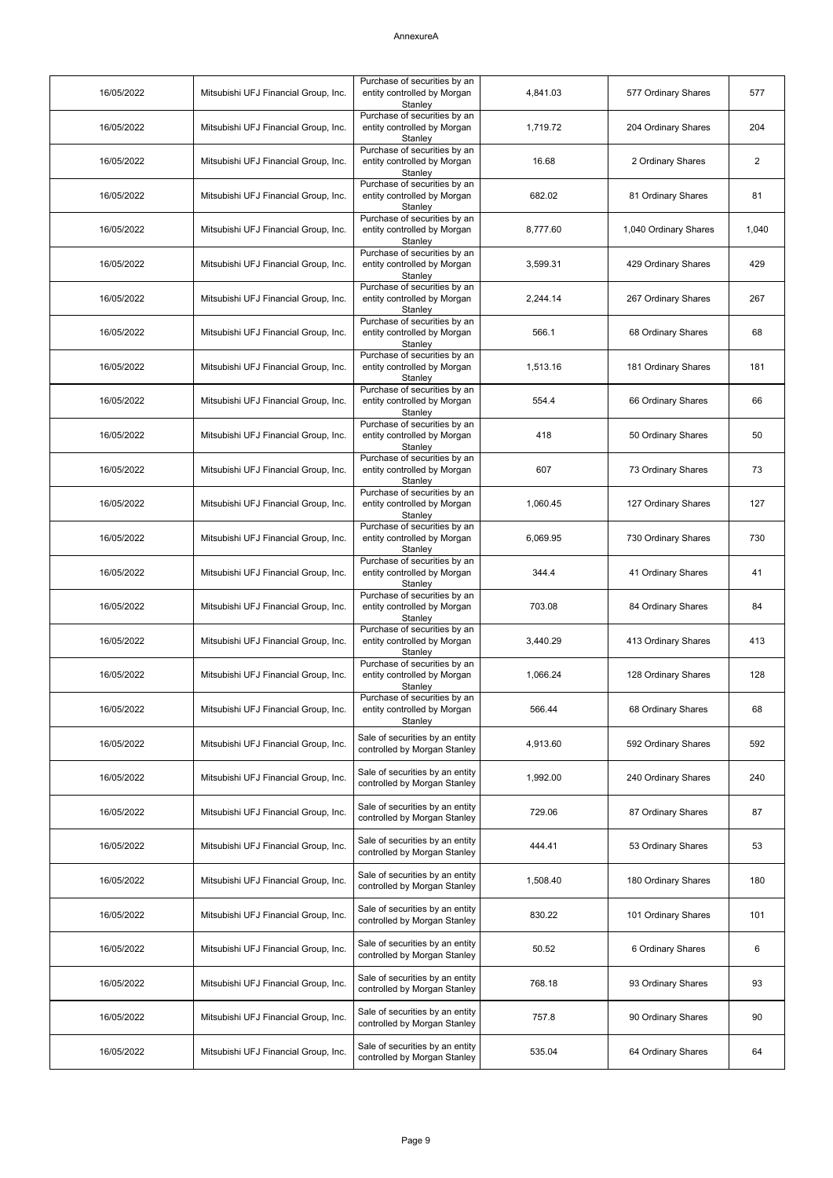AnnexureA

| | | | | | |
|---|---|---|---|---|---|
| 16/05/2022 | Mitsubishi UFJ Financial Group, Inc. | Purchase of securities by an entity controlled by Morgan Stanley | 4,841.03 | 577 Ordinary Shares | 577 |
| 16/05/2022 | Mitsubishi UFJ Financial Group, Inc. | Purchase of securities by an entity controlled by Morgan Stanley | 1,719.72 | 204 Ordinary Shares | 204 |
| 16/05/2022 | Mitsubishi UFJ Financial Group, Inc. | Purchase of securities by an entity controlled by Morgan Stanley | 16.68 | 2 Ordinary Shares | 2 |
| 16/05/2022 | Mitsubishi UFJ Financial Group, Inc. | Purchase of securities by an entity controlled by Morgan Stanley | 682.02 | 81 Ordinary Shares | 81 |
| 16/05/2022 | Mitsubishi UFJ Financial Group, Inc. | Purchase of securities by an entity controlled by Morgan Stanley | 8,777.60 | 1,040 Ordinary Shares | 1,040 |
| 16/05/2022 | Mitsubishi UFJ Financial Group, Inc. | Purchase of securities by an entity controlled by Morgan Stanley | 3,599.31 | 429 Ordinary Shares | 429 |
| 16/05/2022 | Mitsubishi UFJ Financial Group, Inc. | Purchase of securities by an entity controlled by Morgan Stanley | 2,244.14 | 267 Ordinary Shares | 267 |
| 16/05/2022 | Mitsubishi UFJ Financial Group, Inc. | Purchase of securities by an entity controlled by Morgan Stanley | 566.1 | 68 Ordinary Shares | 68 |
| 16/05/2022 | Mitsubishi UFJ Financial Group, Inc. | Purchase of securities by an entity controlled by Morgan Stanley | 1,513.16 | 181 Ordinary Shares | 181 |
| 16/05/2022 | Mitsubishi UFJ Financial Group, Inc. | Purchase of securities by an entity controlled by Morgan Stanley | 554.4 | 66 Ordinary Shares | 66 |
| 16/05/2022 | Mitsubishi UFJ Financial Group, Inc. | Purchase of securities by an entity controlled by Morgan Stanley | 418 | 50 Ordinary Shares | 50 |
| 16/05/2022 | Mitsubishi UFJ Financial Group, Inc. | Purchase of securities by an entity controlled by Morgan Stanley | 607 | 73 Ordinary Shares | 73 |
| 16/05/2022 | Mitsubishi UFJ Financial Group, Inc. | Purchase of securities by an entity controlled by Morgan Stanley | 1,060.45 | 127 Ordinary Shares | 127 |
| 16/05/2022 | Mitsubishi UFJ Financial Group, Inc. | Purchase of securities by an entity controlled by Morgan Stanley | 6,069.95 | 730 Ordinary Shares | 730 |
| 16/05/2022 | Mitsubishi UFJ Financial Group, Inc. | Purchase of securities by an entity controlled by Morgan Stanley | 344.4 | 41 Ordinary Shares | 41 |
| 16/05/2022 | Mitsubishi UFJ Financial Group, Inc. | Purchase of securities by an entity controlled by Morgan Stanley | 703.08 | 84 Ordinary Shares | 84 |
| 16/05/2022 | Mitsubishi UFJ Financial Group, Inc. | Purchase of securities by an entity controlled by Morgan Stanley | 3,440.29 | 413 Ordinary Shares | 413 |
| 16/05/2022 | Mitsubishi UFJ Financial Group, Inc. | Purchase of securities by an entity controlled by Morgan Stanley | 1,066.24 | 128 Ordinary Shares | 128 |
| 16/05/2022 | Mitsubishi UFJ Financial Group, Inc. | Purchase of securities by an entity controlled by Morgan Stanley | 566.44 | 68 Ordinary Shares | 68 |
| 16/05/2022 | Mitsubishi UFJ Financial Group, Inc. | Sale of securities by an entity controlled by Morgan Stanley | 4,913.60 | 592 Ordinary Shares | 592 |
| 16/05/2022 | Mitsubishi UFJ Financial Group, Inc. | Sale of securities by an entity controlled by Morgan Stanley | 1,992.00 | 240 Ordinary Shares | 240 |
| 16/05/2022 | Mitsubishi UFJ Financial Group, Inc. | Sale of securities by an entity controlled by Morgan Stanley | 729.06 | 87 Ordinary Shares | 87 |
| 16/05/2022 | Mitsubishi UFJ Financial Group, Inc. | Sale of securities by an entity controlled by Morgan Stanley | 444.41 | 53 Ordinary Shares | 53 |
| 16/05/2022 | Mitsubishi UFJ Financial Group, Inc. | Sale of securities by an entity controlled by Morgan Stanley | 1,508.40 | 180 Ordinary Shares | 180 |
| 16/05/2022 | Mitsubishi UFJ Financial Group, Inc. | Sale of securities by an entity controlled by Morgan Stanley | 830.22 | 101 Ordinary Shares | 101 |
| 16/05/2022 | Mitsubishi UFJ Financial Group, Inc. | Sale of securities by an entity controlled by Morgan Stanley | 50.52 | 6 Ordinary Shares | 6 |
| 16/05/2022 | Mitsubishi UFJ Financial Group, Inc. | Sale of securities by an entity controlled by Morgan Stanley | 768.18 | 93 Ordinary Shares | 93 |
| 16/05/2022 | Mitsubishi UFJ Financial Group, Inc. | Sale of securities by an entity controlled by Morgan Stanley | 757.8 | 90 Ordinary Shares | 90 |
| 16/05/2022 | Mitsubishi UFJ Financial Group, Inc. | Sale of securities by an entity controlled by Morgan Stanley | 535.04 | 64 Ordinary Shares | 64 |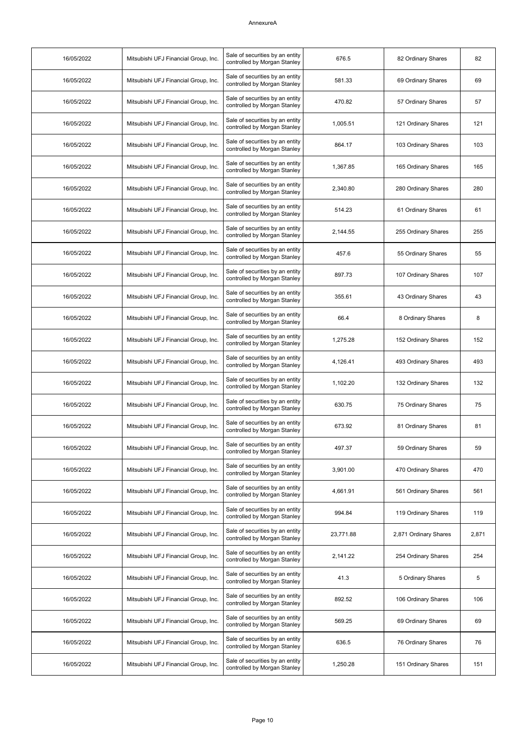AnnexureA

| | | | | | |
|---|---|---|---|---|---|
| 16/05/2022 | Mitsubishi UFJ Financial Group, Inc. | Sale of securities by an entity controlled by Morgan Stanley | 676.5 | 82 Ordinary Shares | 82 |
| 16/05/2022 | Mitsubishi UFJ Financial Group, Inc. | Sale of securities by an entity controlled by Morgan Stanley | 581.33 | 69 Ordinary Shares | 69 |
| 16/05/2022 | Mitsubishi UFJ Financial Group, Inc. | Sale of securities by an entity controlled by Morgan Stanley | 470.82 | 57 Ordinary Shares | 57 |
| 16/05/2022 | Mitsubishi UFJ Financial Group, Inc. | Sale of securities by an entity controlled by Morgan Stanley | 1,005.51 | 121 Ordinary Shares | 121 |
| 16/05/2022 | Mitsubishi UFJ Financial Group, Inc. | Sale of securities by an entity controlled by Morgan Stanley | 864.17 | 103 Ordinary Shares | 103 |
| 16/05/2022 | Mitsubishi UFJ Financial Group, Inc. | Sale of securities by an entity controlled by Morgan Stanley | 1,367.85 | 165 Ordinary Shares | 165 |
| 16/05/2022 | Mitsubishi UFJ Financial Group, Inc. | Sale of securities by an entity controlled by Morgan Stanley | 2,340.80 | 280 Ordinary Shares | 280 |
| 16/05/2022 | Mitsubishi UFJ Financial Group, Inc. | Sale of securities by an entity controlled by Morgan Stanley | 514.23 | 61 Ordinary Shares | 61 |
| 16/05/2022 | Mitsubishi UFJ Financial Group, Inc. | Sale of securities by an entity controlled by Morgan Stanley | 2,144.55 | 255 Ordinary Shares | 255 |
| 16/05/2022 | Mitsubishi UFJ Financial Group, Inc. | Sale of securities by an entity controlled by Morgan Stanley | 457.6 | 55 Ordinary Shares | 55 |
| 16/05/2022 | Mitsubishi UFJ Financial Group, Inc. | Sale of securities by an entity controlled by Morgan Stanley | 897.73 | 107 Ordinary Shares | 107 |
| 16/05/2022 | Mitsubishi UFJ Financial Group, Inc. | Sale of securities by an entity controlled by Morgan Stanley | 355.61 | 43 Ordinary Shares | 43 |
| 16/05/2022 | Mitsubishi UFJ Financial Group, Inc. | Sale of securities by an entity controlled by Morgan Stanley | 66.4 | 8 Ordinary Shares | 8 |
| 16/05/2022 | Mitsubishi UFJ Financial Group, Inc. | Sale of securities by an entity controlled by Morgan Stanley | 1,275.28 | 152 Ordinary Shares | 152 |
| 16/05/2022 | Mitsubishi UFJ Financial Group, Inc. | Sale of securities by an entity controlled by Morgan Stanley | 4,126.41 | 493 Ordinary Shares | 493 |
| 16/05/2022 | Mitsubishi UFJ Financial Group, Inc. | Sale of securities by an entity controlled by Morgan Stanley | 1,102.20 | 132 Ordinary Shares | 132 |
| 16/05/2022 | Mitsubishi UFJ Financial Group, Inc. | Sale of securities by an entity controlled by Morgan Stanley | 630.75 | 75 Ordinary Shares | 75 |
| 16/05/2022 | Mitsubishi UFJ Financial Group, Inc. | Sale of securities by an entity controlled by Morgan Stanley | 673.92 | 81 Ordinary Shares | 81 |
| 16/05/2022 | Mitsubishi UFJ Financial Group, Inc. | Sale of securities by an entity controlled by Morgan Stanley | 497.37 | 59 Ordinary Shares | 59 |
| 16/05/2022 | Mitsubishi UFJ Financial Group, Inc. | Sale of securities by an entity controlled by Morgan Stanley | 3,901.00 | 470 Ordinary Shares | 470 |
| 16/05/2022 | Mitsubishi UFJ Financial Group, Inc. | Sale of securities by an entity controlled by Morgan Stanley | 4,661.91 | 561 Ordinary Shares | 561 |
| 16/05/2022 | Mitsubishi UFJ Financial Group, Inc. | Sale of securities by an entity controlled by Morgan Stanley | 994.84 | 119 Ordinary Shares | 119 |
| 16/05/2022 | Mitsubishi UFJ Financial Group, Inc. | Sale of securities by an entity controlled by Morgan Stanley | 23,771.88 | 2,871 Ordinary Shares | 2,871 |
| 16/05/2022 | Mitsubishi UFJ Financial Group, Inc. | Sale of securities by an entity controlled by Morgan Stanley | 2,141.22 | 254 Ordinary Shares | 254 |
| 16/05/2022 | Mitsubishi UFJ Financial Group, Inc. | Sale of securities by an entity controlled by Morgan Stanley | 41.3 | 5 Ordinary Shares | 5 |
| 16/05/2022 | Mitsubishi UFJ Financial Group, Inc. | Sale of securities by an entity controlled by Morgan Stanley | 892.52 | 106 Ordinary Shares | 106 |
| 16/05/2022 | Mitsubishi UFJ Financial Group, Inc. | Sale of securities by an entity controlled by Morgan Stanley | 569.25 | 69 Ordinary Shares | 69 |
| 16/05/2022 | Mitsubishi UFJ Financial Group, Inc. | Sale of securities by an entity controlled by Morgan Stanley | 636.5 | 76 Ordinary Shares | 76 |
| 16/05/2022 | Mitsubishi UFJ Financial Group, Inc. | Sale of securities by an entity controlled by Morgan Stanley | 1,250.28 | 151 Ordinary Shares | 151 |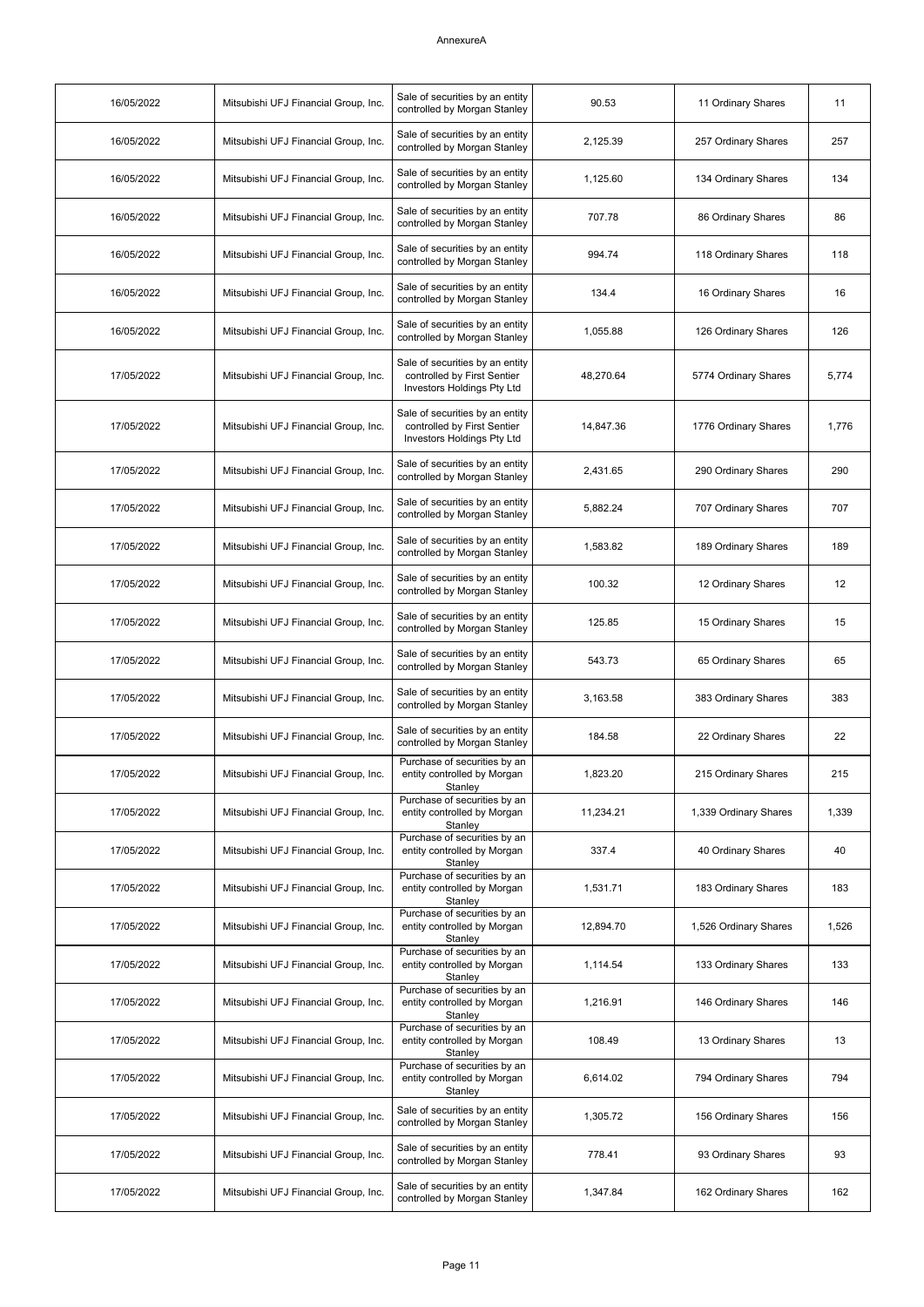AnnexureA

| | | | | | |
|---|---|---|---|---|---|
| 16/05/2022 | Mitsubishi UFJ Financial Group, Inc. | Sale of securities by an entity controlled by Morgan Stanley | 90.53 | 11 Ordinary Shares | 11 |
| 16/05/2022 | Mitsubishi UFJ Financial Group, Inc. | Sale of securities by an entity controlled by Morgan Stanley | 2,125.39 | 257 Ordinary Shares | 257 |
| 16/05/2022 | Mitsubishi UFJ Financial Group, Inc. | Sale of securities by an entity controlled by Morgan Stanley | 1,125.60 | 134 Ordinary Shares | 134 |
| 16/05/2022 | Mitsubishi UFJ Financial Group, Inc. | Sale of securities by an entity controlled by Morgan Stanley | 707.78 | 86 Ordinary Shares | 86 |
| 16/05/2022 | Mitsubishi UFJ Financial Group, Inc. | Sale of securities by an entity controlled by Morgan Stanley | 994.74 | 118 Ordinary Shares | 118 |
| 16/05/2022 | Mitsubishi UFJ Financial Group, Inc. | Sale of securities by an entity controlled by Morgan Stanley | 134.4 | 16 Ordinary Shares | 16 |
| 16/05/2022 | Mitsubishi UFJ Financial Group, Inc. | Sale of securities by an entity controlled by Morgan Stanley | 1,055.88 | 126 Ordinary Shares | 126 |
| 17/05/2022 | Mitsubishi UFJ Financial Group, Inc. | Sale of securities by an entity controlled by First Sentier Investors Holdings Pty Ltd | 48,270.64 | 5774 Ordinary Shares | 5,774 |
| 17/05/2022 | Mitsubishi UFJ Financial Group, Inc. | Sale of securities by an entity controlled by First Sentier Investors Holdings Pty Ltd | 14,847.36 | 1776 Ordinary Shares | 1,776 |
| 17/05/2022 | Mitsubishi UFJ Financial Group, Inc. | Sale of securities by an entity controlled by Morgan Stanley | 2,431.65 | 290 Ordinary Shares | 290 |
| 17/05/2022 | Mitsubishi UFJ Financial Group, Inc. | Sale of securities by an entity controlled by Morgan Stanley | 5,882.24 | 707 Ordinary Shares | 707 |
| 17/05/2022 | Mitsubishi UFJ Financial Group, Inc. | Sale of securities by an entity controlled by Morgan Stanley | 1,583.82 | 189 Ordinary Shares | 189 |
| 17/05/2022 | Mitsubishi UFJ Financial Group, Inc. | Sale of securities by an entity controlled by Morgan Stanley | 100.32 | 12 Ordinary Shares | 12 |
| 17/05/2022 | Mitsubishi UFJ Financial Group, Inc. | Sale of securities by an entity controlled by Morgan Stanley | 125.85 | 15 Ordinary Shares | 15 |
| 17/05/2022 | Mitsubishi UFJ Financial Group, Inc. | Sale of securities by an entity controlled by Morgan Stanley | 543.73 | 65 Ordinary Shares | 65 |
| 17/05/2022 | Mitsubishi UFJ Financial Group, Inc. | Sale of securities by an entity controlled by Morgan Stanley | 3,163.58 | 383 Ordinary Shares | 383 |
| 17/05/2022 | Mitsubishi UFJ Financial Group, Inc. | Sale of securities by an entity controlled by Morgan Stanley | 184.58 | 22 Ordinary Shares | 22 |
| 17/05/2022 | Mitsubishi UFJ Financial Group, Inc. | Purchase of securities by an entity controlled by Morgan Stanley | 1,823.20 | 215 Ordinary Shares | 215 |
| 17/05/2022 | Mitsubishi UFJ Financial Group, Inc. | Purchase of securities by an entity controlled by Morgan Stanley | 11,234.21 | 1,339 Ordinary Shares | 1,339 |
| 17/05/2022 | Mitsubishi UFJ Financial Group, Inc. | Purchase of securities by an entity controlled by Morgan Stanley | 337.4 | 40 Ordinary Shares | 40 |
| 17/05/2022 | Mitsubishi UFJ Financial Group, Inc. | Purchase of securities by an entity controlled by Morgan Stanley | 1,531.71 | 183 Ordinary Shares | 183 |
| 17/05/2022 | Mitsubishi UFJ Financial Group, Inc. | Purchase of securities by an entity controlled by Morgan Stanley | 12,894.70 | 1,526 Ordinary Shares | 1,526 |
| 17/05/2022 | Mitsubishi UFJ Financial Group, Inc. | Purchase of securities by an entity controlled by Morgan Stanley | 1,114.54 | 133 Ordinary Shares | 133 |
| 17/05/2022 | Mitsubishi UFJ Financial Group, Inc. | Purchase of securities by an entity controlled by Morgan Stanley | 1,216.91 | 146 Ordinary Shares | 146 |
| 17/05/2022 | Mitsubishi UFJ Financial Group, Inc. | Purchase of securities by an entity controlled by Morgan Stanley | 108.49 | 13 Ordinary Shares | 13 |
| 17/05/2022 | Mitsubishi UFJ Financial Group, Inc. | Purchase of securities by an entity controlled by Morgan Stanley | 6,614.02 | 794 Ordinary Shares | 794 |
| 17/05/2022 | Mitsubishi UFJ Financial Group, Inc. | Sale of securities by an entity controlled by Morgan Stanley | 1,305.72 | 156 Ordinary Shares | 156 |
| 17/05/2022 | Mitsubishi UFJ Financial Group, Inc. | Sale of securities by an entity controlled by Morgan Stanley | 778.41 | 93 Ordinary Shares | 93 |
| 17/05/2022 | Mitsubishi UFJ Financial Group, Inc. | Sale of securities by an entity controlled by Morgan Stanley | 1,347.84 | 162 Ordinary Shares | 162 |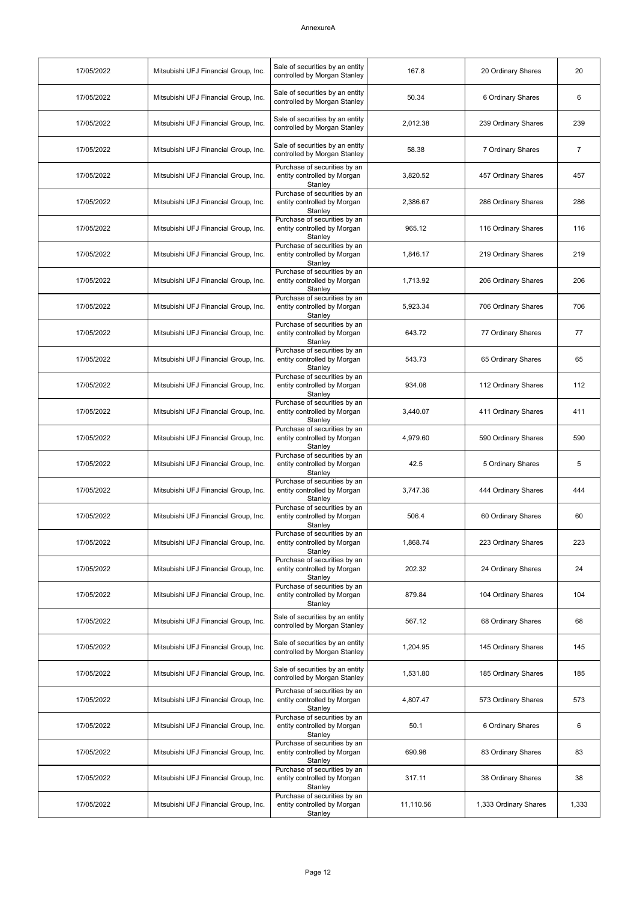AnnexureA

| | | | | | |
|---|---|---|---|---|---|
| 17/05/2022 | Mitsubishi UFJ Financial Group, Inc. | Sale of securities by an entity controlled by Morgan Stanley | 167.8 | 20 Ordinary Shares | 20 |
| 17/05/2022 | Mitsubishi UFJ Financial Group, Inc. | Sale of securities by an entity controlled by Morgan Stanley | 50.34 | 6 Ordinary Shares | 6 |
| 17/05/2022 | Mitsubishi UFJ Financial Group, Inc. | Sale of securities by an entity controlled by Morgan Stanley | 2,012.38 | 239 Ordinary Shares | 239 |
| 17/05/2022 | Mitsubishi UFJ Financial Group, Inc. | Sale of securities by an entity controlled by Morgan Stanley | 58.38 | 7 Ordinary Shares | 7 |
| 17/05/2022 | Mitsubishi UFJ Financial Group, Inc. | Purchase of securities by an entity controlled by Morgan Stanley | 3,820.52 | 457 Ordinary Shares | 457 |
| 17/05/2022 | Mitsubishi UFJ Financial Group, Inc. | Purchase of securities by an entity controlled by Morgan Stanley | 2,386.67 | 286 Ordinary Shares | 286 |
| 17/05/2022 | Mitsubishi UFJ Financial Group, Inc. | Purchase of securities by an entity controlled by Morgan Stanley | 965.12 | 116 Ordinary Shares | 116 |
| 17/05/2022 | Mitsubishi UFJ Financial Group, Inc. | Purchase of securities by an entity controlled by Morgan Stanley | 1,846.17 | 219 Ordinary Shares | 219 |
| 17/05/2022 | Mitsubishi UFJ Financial Group, Inc. | Purchase of securities by an entity controlled by Morgan Stanley | 1,713.92 | 206 Ordinary Shares | 206 |
| 17/05/2022 | Mitsubishi UFJ Financial Group, Inc. | Purchase of securities by an entity controlled by Morgan Stanley | 5,923.34 | 706 Ordinary Shares | 706 |
| 17/05/2022 | Mitsubishi UFJ Financial Group, Inc. | Purchase of securities by an entity controlled by Morgan Stanley | 643.72 | 77 Ordinary Shares | 77 |
| 17/05/2022 | Mitsubishi UFJ Financial Group, Inc. | Purchase of securities by an entity controlled by Morgan Stanley | 543.73 | 65 Ordinary Shares | 65 |
| 17/05/2022 | Mitsubishi UFJ Financial Group, Inc. | Purchase of securities by an entity controlled by Morgan Stanley | 934.08 | 112 Ordinary Shares | 112 |
| 17/05/2022 | Mitsubishi UFJ Financial Group, Inc. | Purchase of securities by an entity controlled by Morgan Stanley | 3,440.07 | 411 Ordinary Shares | 411 |
| 17/05/2022 | Mitsubishi UFJ Financial Group, Inc. | Purchase of securities by an entity controlled by Morgan Stanley | 4,979.60 | 590 Ordinary Shares | 590 |
| 17/05/2022 | Mitsubishi UFJ Financial Group, Inc. | Purchase of securities by an entity controlled by Morgan Stanley | 42.5 | 5 Ordinary Shares | 5 |
| 17/05/2022 | Mitsubishi UFJ Financial Group, Inc. | Purchase of securities by an entity controlled by Morgan Stanley | 3,747.36 | 444 Ordinary Shares | 444 |
| 17/05/2022 | Mitsubishi UFJ Financial Group, Inc. | Purchase of securities by an entity controlled by Morgan Stanley | 506.4 | 60 Ordinary Shares | 60 |
| 17/05/2022 | Mitsubishi UFJ Financial Group, Inc. | Purchase of securities by an entity controlled by Morgan Stanley | 1,868.74 | 223 Ordinary Shares | 223 |
| 17/05/2022 | Mitsubishi UFJ Financial Group, Inc. | Purchase of securities by an entity controlled by Morgan Stanley | 202.32 | 24 Ordinary Shares | 24 |
| 17/05/2022 | Mitsubishi UFJ Financial Group, Inc. | Purchase of securities by an entity controlled by Morgan Stanley | 879.84 | 104 Ordinary Shares | 104 |
| 17/05/2022 | Mitsubishi UFJ Financial Group, Inc. | Sale of securities by an entity controlled by Morgan Stanley | 567.12 | 68 Ordinary Shares | 68 |
| 17/05/2022 | Mitsubishi UFJ Financial Group, Inc. | Sale of securities by an entity controlled by Morgan Stanley | 1,204.95 | 145 Ordinary Shares | 145 |
| 17/05/2022 | Mitsubishi UFJ Financial Group, Inc. | Sale of securities by an entity controlled by Morgan Stanley | 1,531.80 | 185 Ordinary Shares | 185 |
| 17/05/2022 | Mitsubishi UFJ Financial Group, Inc. | Purchase of securities by an entity controlled by Morgan Stanley | 4,807.47 | 573 Ordinary Shares | 573 |
| 17/05/2022 | Mitsubishi UFJ Financial Group, Inc. | Purchase of securities by an entity controlled by Morgan Stanley | 50.1 | 6 Ordinary Shares | 6 |
| 17/05/2022 | Mitsubishi UFJ Financial Group, Inc. | Purchase of securities by an entity controlled by Morgan Stanley | 690.98 | 83 Ordinary Shares | 83 |
| 17/05/2022 | Mitsubishi UFJ Financial Group, Inc. | Purchase of securities by an entity controlled by Morgan Stanley | 317.11 | 38 Ordinary Shares | 38 |
| 17/05/2022 | Mitsubishi UFJ Financial Group, Inc. | Purchase of securities by an entity controlled by Morgan Stanley | 11,110.56 | 1,333 Ordinary Shares | 1,333 |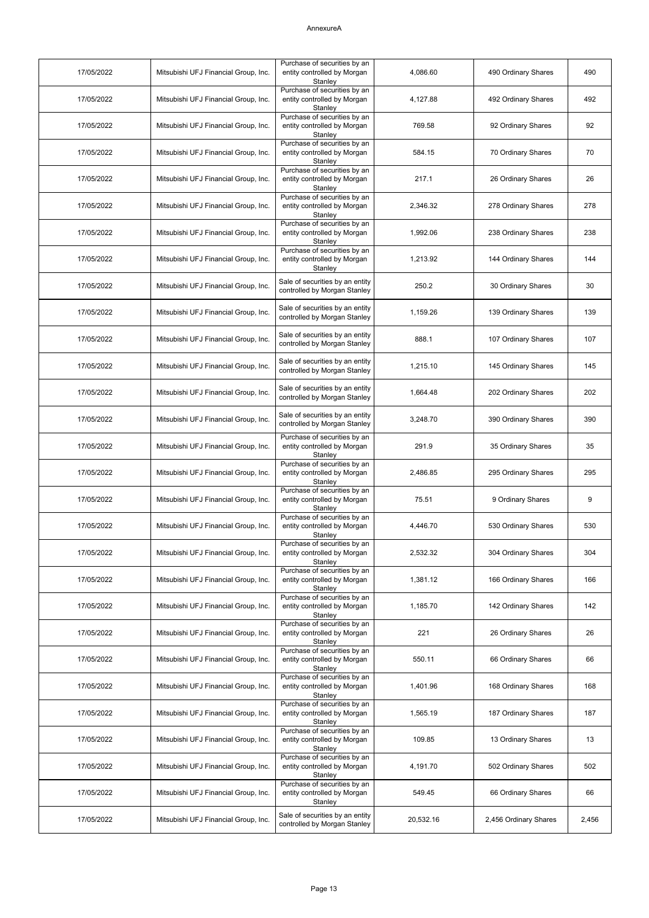AnnexureA

| | | | | | |
|---|---|---|---|---|---|
| 17/05/2022 | Mitsubishi UFJ Financial Group, Inc. | Purchase of securities by an entity controlled by Morgan Stanley | 4,086.60 | 490 Ordinary Shares | 490 |
| 17/05/2022 | Mitsubishi UFJ Financial Group, Inc. | Purchase of securities by an entity controlled by Morgan Stanley | 4,127.88 | 492 Ordinary Shares | 492 |
| 17/05/2022 | Mitsubishi UFJ Financial Group, Inc. | Purchase of securities by an entity controlled by Morgan Stanley | 769.58 | 92 Ordinary Shares | 92 |
| 17/05/2022 | Mitsubishi UFJ Financial Group, Inc. | Purchase of securities by an entity controlled by Morgan Stanley | 584.15 | 70 Ordinary Shares | 70 |
| 17/05/2022 | Mitsubishi UFJ Financial Group, Inc. | Purchase of securities by an entity controlled by Morgan Stanley | 217.1 | 26 Ordinary Shares | 26 |
| 17/05/2022 | Mitsubishi UFJ Financial Group, Inc. | Purchase of securities by an entity controlled by Morgan Stanley | 2,346.32 | 278 Ordinary Shares | 278 |
| 17/05/2022 | Mitsubishi UFJ Financial Group, Inc. | Purchase of securities by an entity controlled by Morgan Stanley | 1,992.06 | 238 Ordinary Shares | 238 |
| 17/05/2022 | Mitsubishi UFJ Financial Group, Inc. | Purchase of securities by an entity controlled by Morgan Stanley | 1,213.92 | 144 Ordinary Shares | 144 |
| 17/05/2022 | Mitsubishi UFJ Financial Group, Inc. | Sale of securities by an entity controlled by Morgan Stanley | 250.2 | 30 Ordinary Shares | 30 |
| 17/05/2022 | Mitsubishi UFJ Financial Group, Inc. | Sale of securities by an entity controlled by Morgan Stanley | 1,159.26 | 139 Ordinary Shares | 139 |
| 17/05/2022 | Mitsubishi UFJ Financial Group, Inc. | Sale of securities by an entity controlled by Morgan Stanley | 888.1 | 107 Ordinary Shares | 107 |
| 17/05/2022 | Mitsubishi UFJ Financial Group, Inc. | Sale of securities by an entity controlled by Morgan Stanley | 1,215.10 | 145 Ordinary Shares | 145 |
| 17/05/2022 | Mitsubishi UFJ Financial Group, Inc. | Sale of securities by an entity controlled by Morgan Stanley | 1,664.48 | 202 Ordinary Shares | 202 |
| 17/05/2022 | Mitsubishi UFJ Financial Group, Inc. | Sale of securities by an entity controlled by Morgan Stanley | 3,248.70 | 390 Ordinary Shares | 390 |
| 17/05/2022 | Mitsubishi UFJ Financial Group, Inc. | Purchase of securities by an entity controlled by Morgan Stanley | 291.9 | 35 Ordinary Shares | 35 |
| 17/05/2022 | Mitsubishi UFJ Financial Group, Inc. | Purchase of securities by an entity controlled by Morgan Stanley | 2,486.85 | 295 Ordinary Shares | 295 |
| 17/05/2022 | Mitsubishi UFJ Financial Group, Inc. | Purchase of securities by an entity controlled by Morgan Stanley | 75.51 | 9 Ordinary Shares | 9 |
| 17/05/2022 | Mitsubishi UFJ Financial Group, Inc. | Purchase of securities by an entity controlled by Morgan Stanley | 4,446.70 | 530 Ordinary Shares | 530 |
| 17/05/2022 | Mitsubishi UFJ Financial Group, Inc. | Purchase of securities by an entity controlled by Morgan Stanley | 2,532.32 | 304 Ordinary Shares | 304 |
| 17/05/2022 | Mitsubishi UFJ Financial Group, Inc. | Purchase of securities by an entity controlled by Morgan Stanley | 1,381.12 | 166 Ordinary Shares | 166 |
| 17/05/2022 | Mitsubishi UFJ Financial Group, Inc. | Purchase of securities by an entity controlled by Morgan Stanley | 1,185.70 | 142 Ordinary Shares | 142 |
| 17/05/2022 | Mitsubishi UFJ Financial Group, Inc. | Purchase of securities by an entity controlled by Morgan Stanley | 221 | 26 Ordinary Shares | 26 |
| 17/05/2022 | Mitsubishi UFJ Financial Group, Inc. | Purchase of securities by an entity controlled by Morgan Stanley | 550.11 | 66 Ordinary Shares | 66 |
| 17/05/2022 | Mitsubishi UFJ Financial Group, Inc. | Purchase of securities by an entity controlled by Morgan Stanley | 1,401.96 | 168 Ordinary Shares | 168 |
| 17/05/2022 | Mitsubishi UFJ Financial Group, Inc. | Purchase of securities by an entity controlled by Morgan Stanley | 1,565.19 | 187 Ordinary Shares | 187 |
| 17/05/2022 | Mitsubishi UFJ Financial Group, Inc. | Purchase of securities by an entity controlled by Morgan Stanley | 109.85 | 13 Ordinary Shares | 13 |
| 17/05/2022 | Mitsubishi UFJ Financial Group, Inc. | Purchase of securities by an entity controlled by Morgan Stanley | 4,191.70 | 502 Ordinary Shares | 502 |
| 17/05/2022 | Mitsubishi UFJ Financial Group, Inc. | Purchase of securities by an entity controlled by Morgan Stanley | 549.45 | 66 Ordinary Shares | 66 |
| 17/05/2022 | Mitsubishi UFJ Financial Group, Inc. | Sale of securities by an entity controlled by Morgan Stanley | 20,532.16 | 2,456 Ordinary Shares | 2,456 |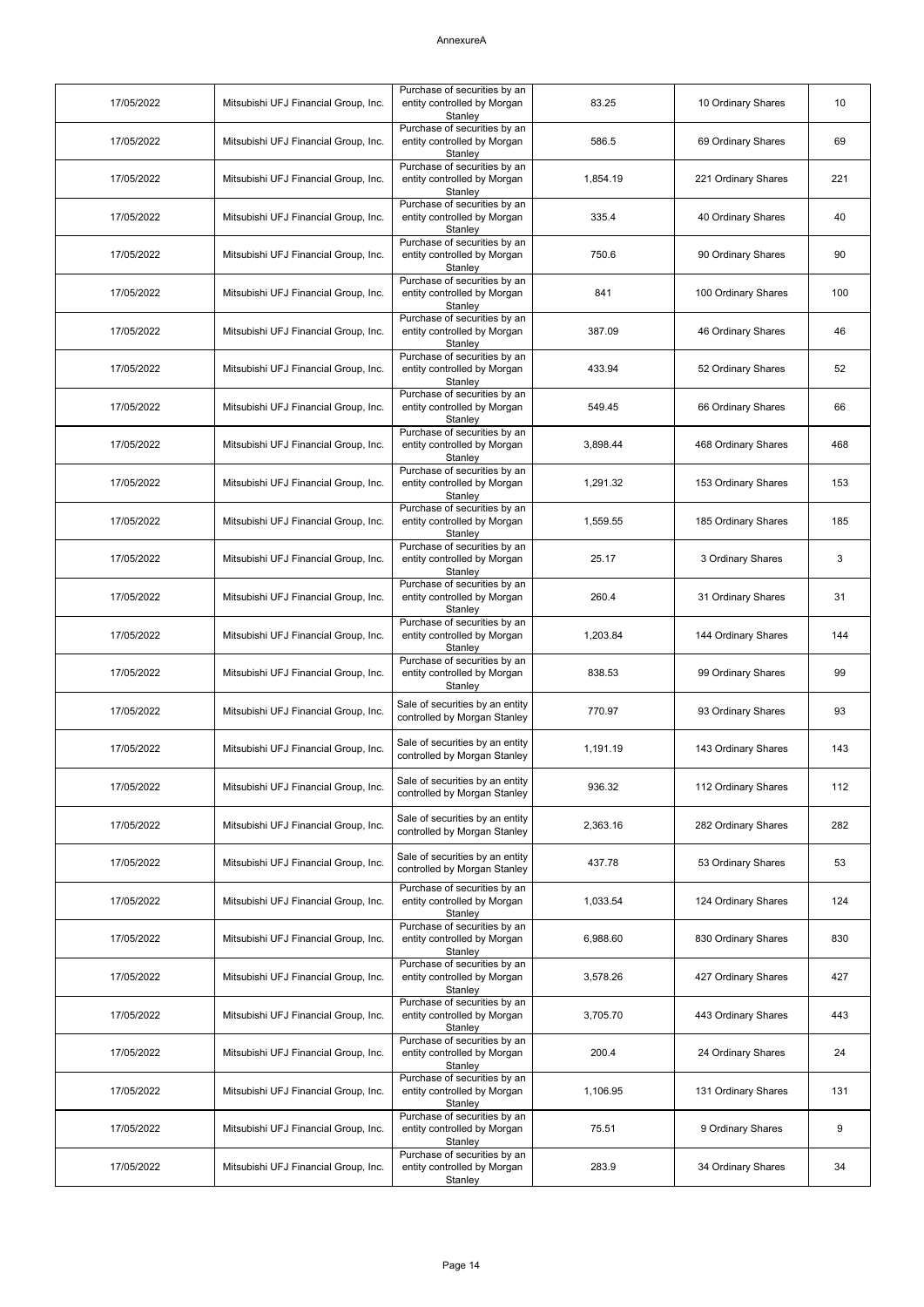| 17/05/2022 | Mitsubishi UFJ Financial Group, Inc. | Purchase of securities by an entity controlled by Morgan Stanley | 83.25 | 10 Ordinary Shares | 10 |
|---|---|---|---|---|---|
| 17/05/2022 | Mitsubishi UFJ Financial Group, Inc. | Purchase of securities by an entity controlled by Morgan Stanley | 586.5 | 69 Ordinary Shares | 69 |
| 17/05/2022 | Mitsubishi UFJ Financial Group, Inc. | Purchase of securities by an entity controlled by Morgan Stanley | 1,854.19 | 221 Ordinary Shares | 221 |
| 17/05/2022 | Mitsubishi UFJ Financial Group, Inc. | Purchase of securities by an entity controlled by Morgan Stanley | 335.4 | 40 Ordinary Shares | 40 |
| 17/05/2022 | Mitsubishi UFJ Financial Group, Inc. | Purchase of securities by an entity controlled by Morgan Stanley | 750.6 | 90 Ordinary Shares | 90 |
| 17/05/2022 | Mitsubishi UFJ Financial Group, Inc. | Purchase of securities by an entity controlled by Morgan Stanley | 841 | 100 Ordinary Shares | 100 |
| 17/05/2022 | Mitsubishi UFJ Financial Group, Inc. | Purchase of securities by an entity controlled by Morgan Stanley | 387.09 | 46 Ordinary Shares | 46 |
| 17/05/2022 | Mitsubishi UFJ Financial Group, Inc. | Purchase of securities by an entity controlled by Morgan Stanley | 433.94 | 52 Ordinary Shares | 52 |
| 17/05/2022 | Mitsubishi UFJ Financial Group, Inc. | Purchase of securities by an entity controlled by Morgan Stanley | 549.45 | 66 Ordinary Shares | 66 |
| 17/05/2022 | Mitsubishi UFJ Financial Group, Inc. | Purchase of securities by an entity controlled by Morgan Stanley | 3,898.44 | 468 Ordinary Shares | 468 |
| 17/05/2022 | Mitsubishi UFJ Financial Group, Inc. | Purchase of securities by an entity controlled by Morgan Stanley | 1,291.32 | 153 Ordinary Shares | 153 |
| 17/05/2022 | Mitsubishi UFJ Financial Group, Inc. | Purchase of securities by an entity controlled by Morgan Stanley | 1,559.55 | 185 Ordinary Shares | 185 |
| 17/05/2022 | Mitsubishi UFJ Financial Group, Inc. | Purchase of securities by an entity controlled by Morgan Stanley | 25.17 | 3 Ordinary Shares | 3 |
| 17/05/2022 | Mitsubishi UFJ Financial Group, Inc. | Purchase of securities by an entity controlled by Morgan Stanley | 260.4 | 31 Ordinary Shares | 31 |
| 17/05/2022 | Mitsubishi UFJ Financial Group, Inc. | Purchase of securities by an entity controlled by Morgan Stanley | 1,203.84 | 144 Ordinary Shares | 144 |
| 17/05/2022 | Mitsubishi UFJ Financial Group, Inc. | Purchase of securities by an entity controlled by Morgan Stanley | 838.53 | 99 Ordinary Shares | 99 |
| 17/05/2022 | Mitsubishi UFJ Financial Group, Inc. | Sale of securities by an entity controlled by Morgan Stanley | 770.97 | 93 Ordinary Shares | 93 |
| 17/05/2022 | Mitsubishi UFJ Financial Group, Inc. | Sale of securities by an entity controlled by Morgan Stanley | 1,191.19 | 143 Ordinary Shares | 143 |
| 17/05/2022 | Mitsubishi UFJ Financial Group, Inc. | Sale of securities by an entity controlled by Morgan Stanley | 936.32 | 112 Ordinary Shares | 112 |
| 17/05/2022 | Mitsubishi UFJ Financial Group, Inc. | Sale of securities by an entity controlled by Morgan Stanley | 2,363.16 | 282 Ordinary Shares | 282 |
| 17/05/2022 | Mitsubishi UFJ Financial Group, Inc. | Sale of securities by an entity controlled by Morgan Stanley | 437.78 | 53 Ordinary Shares | 53 |
| 17/05/2022 | Mitsubishi UFJ Financial Group, Inc. | Purchase of securities by an entity controlled by Morgan Stanley | 1,033.54 | 124 Ordinary Shares | 124 |
| 17/05/2022 | Mitsubishi UFJ Financial Group, Inc. | Purchase of securities by an entity controlled by Morgan Stanley | 6,988.60 | 830 Ordinary Shares | 830 |
| 17/05/2022 | Mitsubishi UFJ Financial Group, Inc. | Purchase of securities by an entity controlled by Morgan Stanley | 3,578.26 | 427 Ordinary Shares | 427 |
| 17/05/2022 | Mitsubishi UFJ Financial Group, Inc. | Purchase of securities by an entity controlled by Morgan Stanley | 3,705.70 | 443 Ordinary Shares | 443 |
| 17/05/2022 | Mitsubishi UFJ Financial Group, Inc. | Purchase of securities by an entity controlled by Morgan Stanley | 200.4 | 24 Ordinary Shares | 24 |
| 17/05/2022 | Mitsubishi UFJ Financial Group, Inc. | Purchase of securities by an entity controlled by Morgan Stanley | 1,106.95 | 131 Ordinary Shares | 131 |
| 17/05/2022 | Mitsubishi UFJ Financial Group, Inc. | Purchase of securities by an entity controlled by Morgan Stanley | 75.51 | 9 Ordinary Shares | 9 |
| 17/05/2022 | Mitsubishi UFJ Financial Group, Inc. | Purchase of securities by an entity controlled by Morgan Stanley | 283.9 | 34 Ordinary Shares | 34 |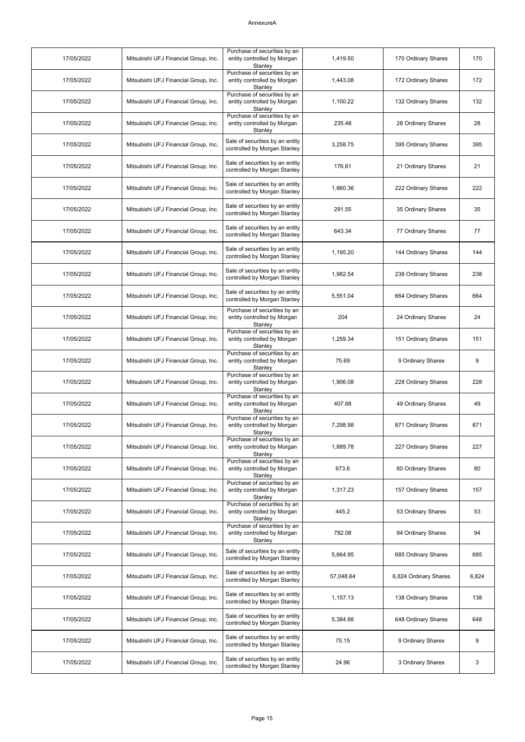AnnexureA

| 17/05/2022 | Mitsubishi UFJ Financial Group, Inc. | Purchase of securities by an entity controlled by Morgan Stanley | 1,419.50 | 170 Ordinary Shares | 170 |
|---|---|---|---|---|---|
| 17/05/2022 | Mitsubishi UFJ Financial Group, Inc. | Purchase of securities by an entity controlled by Morgan Stanley | 1,443.08 | 172 Ordinary Shares | 172 |
| 17/05/2022 | Mitsubishi UFJ Financial Group, Inc. | Purchase of securities by an entity controlled by Morgan Stanley | 1,100.22 | 132 Ordinary Shares | 132 |
| 17/05/2022 | Mitsubishi UFJ Financial Group, Inc. | Purchase of securities by an entity controlled by Morgan Stanley | 235.48 | 28 Ordinary Shares | 28 |
| 17/05/2022 | Mitsubishi UFJ Financial Group, Inc. | Sale of securities by an entity controlled by Morgan Stanley | 3,258.75 | 395 Ordinary Shares | 395 |
| 17/05/2022 | Mitsubishi UFJ Financial Group, Inc. | Sale of securities by an entity controlled by Morgan Stanley | 176.61 | 21 Ordinary Shares | 21 |
| 17/05/2022 | Mitsubishi UFJ Financial Group, Inc. | Sale of securities by an entity controlled by Morgan Stanley | 1,860.36 | 222 Ordinary Shares | 222 |
| 17/05/2022 | Mitsubishi UFJ Financial Group, Inc. | Sale of securities by an entity controlled by Morgan Stanley | 291.55 | 35 Ordinary Shares | 35 |
| 17/05/2022 | Mitsubishi UFJ Financial Group, Inc. | Sale of securities by an entity controlled by Morgan Stanley | 643.34 | 77 Ordinary Shares | 77 |
| 17/05/2022 | Mitsubishi UFJ Financial Group, Inc. | Sale of securities by an entity controlled by Morgan Stanley | 1,195.20 | 144 Ordinary Shares | 144 |
| 17/05/2022 | Mitsubishi UFJ Financial Group, Inc. | Sale of securities by an entity controlled by Morgan Stanley | 1,982.54 | 238 Ordinary Shares | 238 |
| 17/05/2022 | Mitsubishi UFJ Financial Group, Inc. | Sale of securities by an entity controlled by Morgan Stanley | 5,551.04 | 664 Ordinary Shares | 664 |
| 17/05/2022 | Mitsubishi UFJ Financial Group, Inc. | Purchase of securities by an entity controlled by Morgan Stanley | 204 | 24 Ordinary Shares | 24 |
| 17/05/2022 | Mitsubishi UFJ Financial Group, Inc. | Purchase of securities by an entity controlled by Morgan Stanley | 1,259.34 | 151 Ordinary Shares | 151 |
| 17/05/2022 | Mitsubishi UFJ Financial Group, Inc. | Purchase of securities by an entity controlled by Morgan Stanley | 75.69 | 9 Ordinary Shares | 9 |
| 17/05/2022 | Mitsubishi UFJ Financial Group, Inc. | Purchase of securities by an entity controlled by Morgan Stanley | 1,906.08 | 228 Ordinary Shares | 228 |
| 17/05/2022 | Mitsubishi UFJ Financial Group, Inc. | Purchase of securities by an entity controlled by Morgan Stanley | 407.68 | 49 Ordinary Shares | 49 |
| 17/05/2022 | Mitsubishi UFJ Financial Group, Inc. | Purchase of securities by an entity controlled by Morgan Stanley | 7,298.98 | 871 Ordinary Shares | 871 |
| 17/05/2022 | Mitsubishi UFJ Financial Group, Inc. | Purchase of securities by an entity controlled by Morgan Stanley | 1,889.78 | 227 Ordinary Shares | 227 |
| 17/05/2022 | Mitsubishi UFJ Financial Group, Inc. | Purchase of securities by an entity controlled by Morgan Stanley | 673.6 | 80 Ordinary Shares | 80 |
| 17/05/2022 | Mitsubishi UFJ Financial Group, Inc. | Purchase of securities by an entity controlled by Morgan Stanley | 1,317.23 | 157 Ordinary Shares | 157 |
| 17/05/2022 | Mitsubishi UFJ Financial Group, Inc. | Purchase of securities by an entity controlled by Morgan Stanley | 445.2 | 53 Ordinary Shares | 53 |
| 17/05/2022 | Mitsubishi UFJ Financial Group, Inc. | Purchase of securities by an entity controlled by Morgan Stanley | 782.08 | 94 Ordinary Shares | 94 |
| 17/05/2022 | Mitsubishi UFJ Financial Group, Inc. | Sale of securities by an entity controlled by Morgan Stanley | 5,664.95 | 685 Ordinary Shares | 685 |
| 17/05/2022 | Mitsubishi UFJ Financial Group, Inc. | Sale of securities by an entity controlled by Morgan Stanley | 57,048.64 | 6,824 Ordinary Shares | 6,824 |
| 17/05/2022 | Mitsubishi UFJ Financial Group, Inc. | Sale of securities by an entity controlled by Morgan Stanley | 1,157.13 | 138 Ordinary Shares | 138 |
| 17/05/2022 | Mitsubishi UFJ Financial Group, Inc. | Sale of securities by an entity controlled by Morgan Stanley | 5,384.88 | 648 Ordinary Shares | 648 |
| 17/05/2022 | Mitsubishi UFJ Financial Group, Inc. | Sale of securities by an entity controlled by Morgan Stanley | 75.15 | 9 Ordinary Shares | 9 |
| 17/05/2022 | Mitsubishi UFJ Financial Group, Inc. | Sale of securities by an entity controlled by Morgan Stanley | 24.96 | 3 Ordinary Shares | 3 |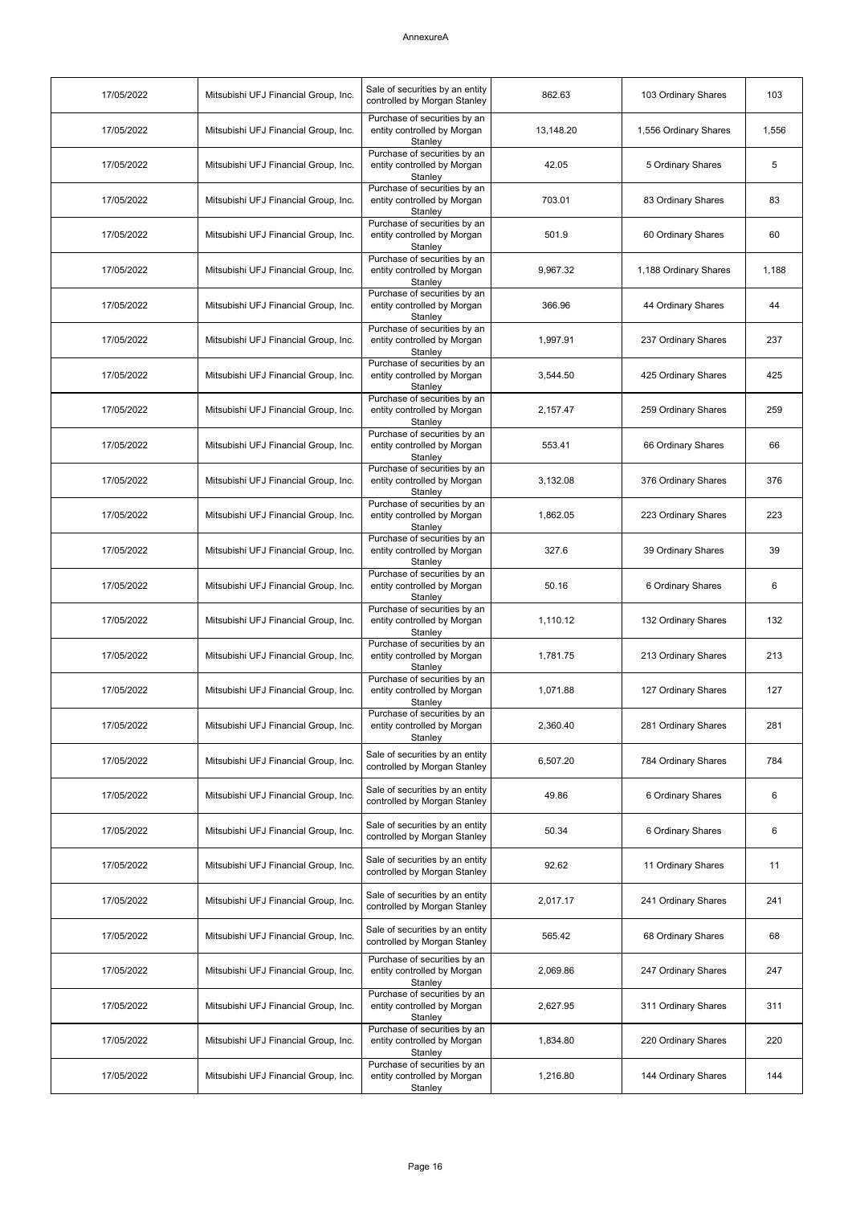AnnexureA

| 17/05/2022 | Mitsubishi UFJ Financial Group, Inc. | Sale of securities by an entity controlled by Morgan Stanley | 862.63 | 103 Ordinary Shares | 103 |
|---|---|---|---|---|---|
| 17/05/2022 | Mitsubishi UFJ Financial Group, Inc. | Purchase of securities by an entity controlled by Morgan Stanley | 13,148.20 | 1,556 Ordinary Shares | 1,556 |
| 17/05/2022 | Mitsubishi UFJ Financial Group, Inc. | Purchase of securities by an entity controlled by Morgan Stanley | 42.05 | 5 Ordinary Shares | 5 |
| 17/05/2022 | Mitsubishi UFJ Financial Group, Inc. | Purchase of securities by an entity controlled by Morgan Stanley | 703.01 | 83 Ordinary Shares | 83 |
| 17/05/2022 | Mitsubishi UFJ Financial Group, Inc. | Purchase of securities by an entity controlled by Morgan Stanley | 501.9 | 60 Ordinary Shares | 60 |
| 17/05/2022 | Mitsubishi UFJ Financial Group, Inc. | Purchase of securities by an entity controlled by Morgan Stanley | 9,967.32 | 1,188 Ordinary Shares | 1,188 |
| 17/05/2022 | Mitsubishi UFJ Financial Group, Inc. | Purchase of securities by an entity controlled by Morgan Stanley | 366.96 | 44 Ordinary Shares | 44 |
| 17/05/2022 | Mitsubishi UFJ Financial Group, Inc. | Purchase of securities by an entity controlled by Morgan Stanley | 1,997.91 | 237 Ordinary Shares | 237 |
| 17/05/2022 | Mitsubishi UFJ Financial Group, Inc. | Purchase of securities by an entity controlled by Morgan Stanley | 3,544.50 | 425 Ordinary Shares | 425 |
| 17/05/2022 | Mitsubishi UFJ Financial Group, Inc. | Purchase of securities by an entity controlled by Morgan Stanley | 2,157.47 | 259 Ordinary Shares | 259 |
| 17/05/2022 | Mitsubishi UFJ Financial Group, Inc. | Purchase of securities by an entity controlled by Morgan Stanley | 553.41 | 66 Ordinary Shares | 66 |
| 17/05/2022 | Mitsubishi UFJ Financial Group, Inc. | Purchase of securities by an entity controlled by Morgan Stanley | 3,132.08 | 376 Ordinary Shares | 376 |
| 17/05/2022 | Mitsubishi UFJ Financial Group, Inc. | Purchase of securities by an entity controlled by Morgan Stanley | 1,862.05 | 223 Ordinary Shares | 223 |
| 17/05/2022 | Mitsubishi UFJ Financial Group, Inc. | Purchase of securities by an entity controlled by Morgan Stanley | 327.6 | 39 Ordinary Shares | 39 |
| 17/05/2022 | Mitsubishi UFJ Financial Group, Inc. | Purchase of securities by an entity controlled by Morgan Stanley | 50.16 | 6 Ordinary Shares | 6 |
| 17/05/2022 | Mitsubishi UFJ Financial Group, Inc. | Purchase of securities by an entity controlled by Morgan Stanley | 1,110.12 | 132 Ordinary Shares | 132 |
| 17/05/2022 | Mitsubishi UFJ Financial Group, Inc. | Purchase of securities by an entity controlled by Morgan Stanley | 1,781.75 | 213 Ordinary Shares | 213 |
| 17/05/2022 | Mitsubishi UFJ Financial Group, Inc. | Purchase of securities by an entity controlled by Morgan Stanley | 1,071.88 | 127 Ordinary Shares | 127 |
| 17/05/2022 | Mitsubishi UFJ Financial Group, Inc. | Purchase of securities by an entity controlled by Morgan Stanley | 2,360.40 | 281 Ordinary Shares | 281 |
| 17/05/2022 | Mitsubishi UFJ Financial Group, Inc. | Sale of securities by an entity controlled by Morgan Stanley | 6,507.20 | 784 Ordinary Shares | 784 |
| 17/05/2022 | Mitsubishi UFJ Financial Group, Inc. | Sale of securities by an entity controlled by Morgan Stanley | 49.86 | 6 Ordinary Shares | 6 |
| 17/05/2022 | Mitsubishi UFJ Financial Group, Inc. | Sale of securities by an entity controlled by Morgan Stanley | 50.34 | 6 Ordinary Shares | 6 |
| 17/05/2022 | Mitsubishi UFJ Financial Group, Inc. | Sale of securities by an entity controlled by Morgan Stanley | 92.62 | 11 Ordinary Shares | 11 |
| 17/05/2022 | Mitsubishi UFJ Financial Group, Inc. | Sale of securities by an entity controlled by Morgan Stanley | 2,017.17 | 241 Ordinary Shares | 241 |
| 17/05/2022 | Mitsubishi UFJ Financial Group, Inc. | Sale of securities by an entity controlled by Morgan Stanley | 565.42 | 68 Ordinary Shares | 68 |
| 17/05/2022 | Mitsubishi UFJ Financial Group, Inc. | Purchase of securities by an entity controlled by Morgan Stanley | 2,069.86 | 247 Ordinary Shares | 247 |
| 17/05/2022 | Mitsubishi UFJ Financial Group, Inc. | Purchase of securities by an entity controlled by Morgan Stanley | 2,627.95 | 311 Ordinary Shares | 311 |
| 17/05/2022 | Mitsubishi UFJ Financial Group, Inc. | Purchase of securities by an entity controlled by Morgan Stanley | 1,834.80 | 220 Ordinary Shares | 220 |
| 17/05/2022 | Mitsubishi UFJ Financial Group, Inc. | Purchase of securities by an entity controlled by Morgan Stanley | 1,216.80 | 144 Ordinary Shares | 144 |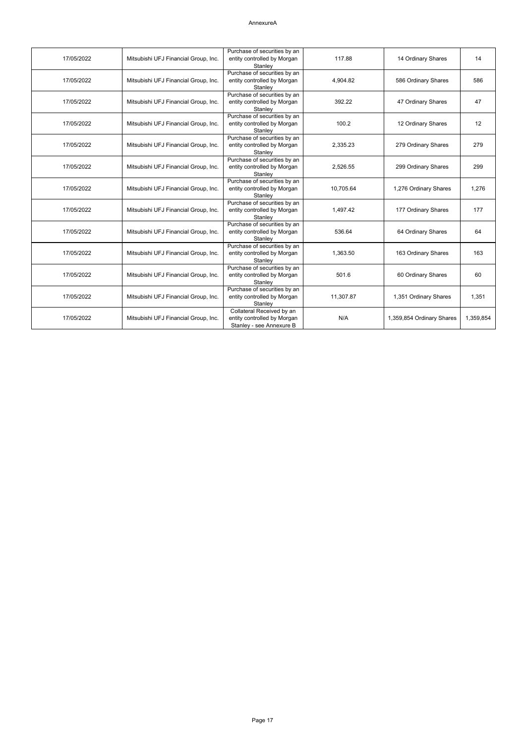| | | | | | |
|---|---|---|---|---|---|
| 17/05/2022 | Mitsubishi UFJ Financial Group, Inc. | Purchase of securities by an entity controlled by Morgan Stanley | 117.88 | 14 Ordinary Shares | 14 |
| 17/05/2022 | Mitsubishi UFJ Financial Group, Inc. | Purchase of securities by an entity controlled by Morgan Stanley | 4,904.82 | 586 Ordinary Shares | 586 |
| 17/05/2022 | Mitsubishi UFJ Financial Group, Inc. | Purchase of securities by an entity controlled by Morgan Stanley | 392.22 | 47 Ordinary Shares | 47 |
| 17/05/2022 | Mitsubishi UFJ Financial Group, Inc. | Purchase of securities by an entity controlled by Morgan Stanley | 100.2 | 12 Ordinary Shares | 12 |
| 17/05/2022 | Mitsubishi UFJ Financial Group, Inc. | Purchase of securities by an entity controlled by Morgan Stanley | 2,335.23 | 279 Ordinary Shares | 279 |
| 17/05/2022 | Mitsubishi UFJ Financial Group, Inc. | Purchase of securities by an entity controlled by Morgan Stanley | 2,526.55 | 299 Ordinary Shares | 299 |
| 17/05/2022 | Mitsubishi UFJ Financial Group, Inc. | Purchase of securities by an entity controlled by Morgan Stanley | 10,705.64 | 1,276 Ordinary Shares | 1,276 |
| 17/05/2022 | Mitsubishi UFJ Financial Group, Inc. | Purchase of securities by an entity controlled by Morgan Stanley | 1,497.42 | 177 Ordinary Shares | 177 |
| 17/05/2022 | Mitsubishi UFJ Financial Group, Inc. | Purchase of securities by an entity controlled by Morgan Stanley | 536.64 | 64 Ordinary Shares | 64 |
| 17/05/2022 | Mitsubishi UFJ Financial Group, Inc. | Purchase of securities by an entity controlled by Morgan Stanley | 1,363.50 | 163 Ordinary Shares | 163 |
| 17/05/2022 | Mitsubishi UFJ Financial Group, Inc. | Purchase of securities by an entity controlled by Morgan Stanley | 501.6 | 60 Ordinary Shares | 60 |
| 17/05/2022 | Mitsubishi UFJ Financial Group, Inc. | Purchase of securities by an entity controlled by Morgan Stanley | 11,307.87 | 1,351 Ordinary Shares | 1,351 |
| 17/05/2022 | Mitsubishi UFJ Financial Group, Inc. | Collateral Received by an entity controlled by Morgan Stanley - see Annexure B | N/A | 1,359,854 Ordinary Shares | 1,359,854 |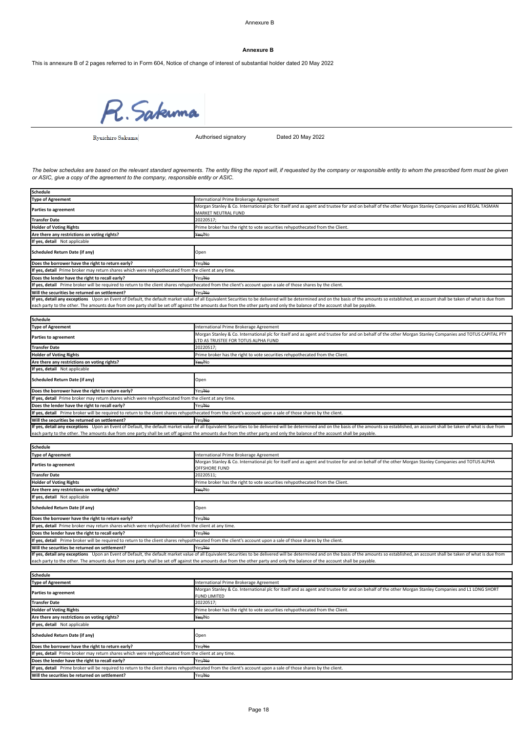## Annexure B

This is annexure B of 2 pages referred to in Form 604, Notice of change of interest of substantial holder dated 20 May 2022

R. Sakuma

Ryuichiro Sakuma    Authorised signatory    Dated 20 May 2022

*The below schedules are based on the relevant standard agreements. The entity filing the report will, if requested by the company or responsible entity to whom the prescribed form must be given or ASIC, give a copy of the agreement to the company, responsible entity or ASIC.*

| **Schedule** | |
|---|---|
| **Type of Agreement** | International Prime Brokerage Agreement |
| **Parties to agreement** | Morgan Stanley & Co. International plc for itself and as agent and trustee for and on behalf of the other Morgan Stanley Companies and REGAL TASMAN MARKET NEUTRAL FUND |
| **Transfer Date** | 20220517; |
| **Holder of Voting Rights** | Prime broker has the right to vote securities rehypothecated from the Client. |
| **Are there any restrictions on voting rights?** | ~~Yes~~/No |
| **If yes, detail** Not applicable | |
| **Scheduled Return Date (if any)** | Open |
| **Does the borrower have the right to return early?** | Yes/~~No~~ |
| **If yes, detail** Prime broker may return shares which were rehypothecated from the client at any time. | |
| **Does the lender have the right to recall early?** | Yes/~~No~~ |
| **If yes, detail** Prime broker will be required to return to the client shares rehypothecated from the client's account upon a sale of those shares by the client. | |
| **Will the securities be returned on settlement?** | Yes/~~No~~ |
| **If yes, detail any exceptions** Upon an Event of Default, the default market value of all Equivalent Securities to be delivered will be determined and on the basis of the amounts so established, an account shall be taken of what is due from each party to the other. The amounts due from one party shall be set off against the amounts due from the other party and only the balance of the account shall be payable. | |

| **Schedule** | |
|---|---|
| **Type of Agreement** | International Prime Brokerage Agreement |
| **Parties to agreement** | Morgan Stanley & Co. International plc for itself and as agent and trustee for and on behalf of the other Morgan Stanley Companies and TOTUS CAPITAL PTY LTD AS TRUSTEE FOR TOTUS ALPHA FUND |
| **Transfer Date** | 20220517; |
| **Holder of Voting Rights** | Prime broker has the right to vote securities rehypothecated from the Client. |
| **Are there any restrictions on voting rights?** | ~~Yes~~/No |
| **If yes, detail** Not applicable | |
| **Scheduled Return Date (if any)** | Open |
| **Does the borrower have the right to return early?** | Yes/~~No~~ |
| **If yes, detail** Prime broker may return shares which were rehypothecated from the client at any time. | |
| **Does the lender have the right to recall early?** | Yes/~~No~~ |
| **If yes, detail** Prime broker will be required to return to the client shares rehypothecated from the client's account upon a sale of those shares by the client. | |
| **Will the securities be returned on settlement?** | Yes/~~No~~ |
| **If yes, detail any exceptions** Upon an Event of Default, the default market value of all Equivalent Securities to be delivered will be determined and on the basis of the amounts so established, an account shall be taken of what is due from each party to the other. The amounts due from one party shall be set off against the amounts due from the other party and only the balance of the account shall be payable. | |

| **Schedule** | |
|---|---|
| **Type of Agreement** | International Prime Brokerage Agreement |
| **Parties to agreement** | Morgan Stanley & Co. International plc for itself and as agent and trustee for and on behalf of the other Morgan Stanley Companies and TOTUS ALPHA OFFSHORE FUND |
| **Transfer Date** | 20220511; |
| **Holder of Voting Rights** | Prime broker has the right to vote securities rehypothecated from the Client. |
| **Are there any restrictions on voting rights?** | ~~Yes~~/No |
| **If yes, detail** Not applicable | |
| **Scheduled Return Date (if any)** | Open |
| **Does the borrower have the right to return early?** | Yes/~~No~~ |
| **If yes, detail** Prime broker may return shares which were rehypothecated from the client at any time. | |
| **Does the lender have the right to recall early?** | Yes/~~No~~ |
| **If yes, detail** Prime broker will be required to return to the client shares rehypothecated from the client's account upon a sale of those shares by the client. | |
| **Will the securities be returned on settlement?** | Yes/~~No~~ |
| **If yes, detail any exceptions** Upon an Event of Default, the default market value of all Equivalent Securities to be delivered will be determined and on the basis of the amounts so established, an account shall be taken of what is due from each party to the other. The amounts due from one party shall be set off against the amounts due from the other party and only the balance of the account shall be payable. | |

| **Schedule** | |
|---|---|
| **Type of Agreement** | International Prime Brokerage Agreement |
| **Parties to agreement** | Morgan Stanley & Co. International plc for itself and as agent and trustee for and on behalf of the other Morgan Stanley Companies and L1 LONG SHORT FUND LIMITED |
| **Transfer Date** | 20220517; |
| **Holder of Voting Rights** | Prime broker has the right to vote securities rehypothecated from the Client. |
| **Are there any restrictions on voting rights?** | ~~Yes~~/No |
| **If yes, detail** Not applicable | |
| **Scheduled Return Date (if any)** | Open |
| **Does the borrower have the right to return early?** | Yes/~~No~~ |
| **If yes, detail** Prime broker may return shares which were rehypothecated from the client at any time. | |
| **Does the lender have the right to recall early?** | Yes/~~No~~ |
| **If yes, detail** Prime broker will be required to return to the client shares rehypothecated from the client's account upon a sale of those shares by the client. | |
| **Will the securities be returned on settlement?** | Yes/~~No~~ |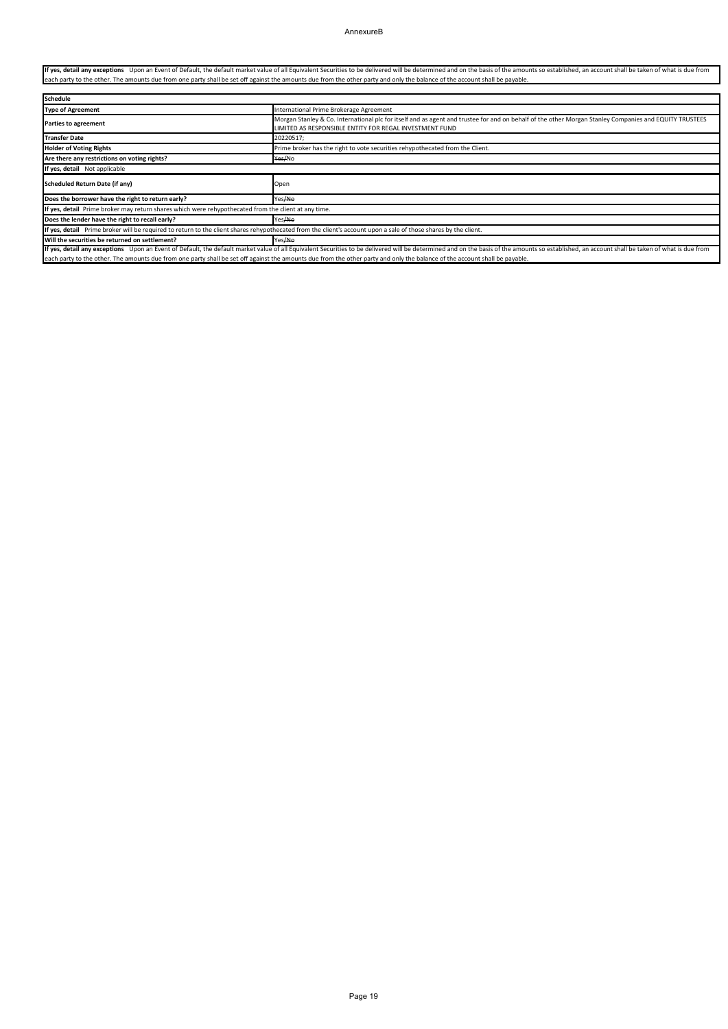AnnexureB

| | |
|---|---|
| **If yes, detail any exceptions** Upon an Event of Default, the default market value of all Equivalent Securities to be delivered will be determined and on the basis of the amounts so established, an account shall be taken of what is due from each party to the other. The amounts due from one party shall be set off against the amounts due from the other party and only the balance of the account shall be payable. | |

| | |
|---|---|
| **Schedule** | |
| **Type of Agreement** | International Prime Brokerage Agreement |
| **Parties to agreement** | Morgan Stanley & Co. International plc for itself and as agent and trustee for and on behalf of the other Morgan Stanley Companies and EQUITY TRUSTEES LIMITED AS RESPONSIBLE ENTITY FOR REGAL INVESTMENT FUND |
| **Transfer Date** | 20220517; |
| **Holder of Voting Rights** | Prime broker has the right to vote securities rehypothecated from the Client. |
| **Are there any restrictions on voting rights?** | ~~Yes/~~No |
| **If yes, detail** Not applicable | |
| **Scheduled Return Date (if any)** | Open |
| **Does the borrower have the right to return early?** | Yes~~/No~~ |
| **If yes, detail** Prime broker may return shares which were rehypothecated from the client at any time. | |
| **Does the lender have the right to recall early?** | Yes~~/No~~ |
| **If yes, detail** Prime broker will be required to return to the client shares rehypothecated from the client's account upon a sale of those shares by the client. | |
| **Will the securities be returned on settlement?** | Yes~~/No~~ |
| **If yes, detail any exceptions** Upon an Event of Default, the default market value of all Equivalent Securities to be delivered will be determined and on the basis of the amounts so established, an account shall be taken of what is due from each party to the other. The amounts due from one party shall be set off against the amounts due from the other party and only the balance of the account shall be payable. | |